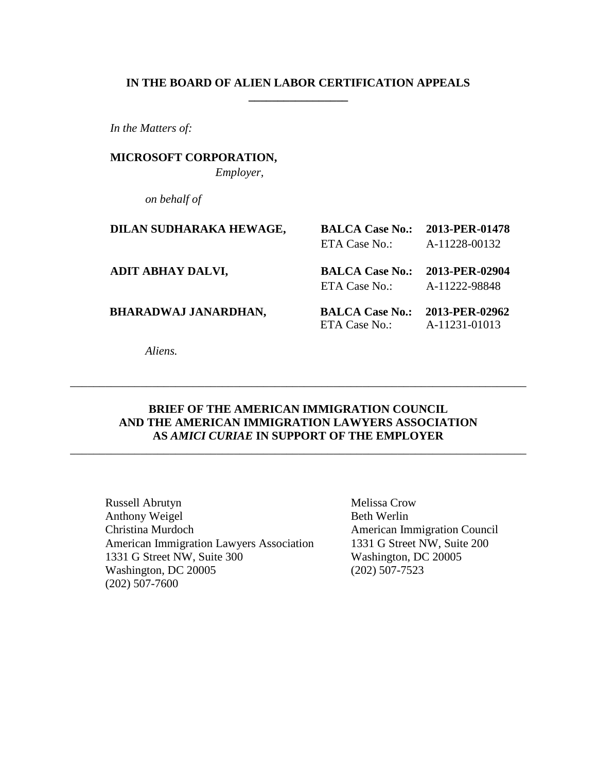**IN THE BOARD OF ALIEN LABOR CERTIFICATION APPEALS**

*In the Matters of:*

**MICROSOFT CORPORATION,**
*Employer,*

*on behalf of*

| | | |
|---|---|---|
| **DILAN SUDHARAKA HEWAGE,** | **BALCA Case No.:** | **2013-PER-01478** |
| | ETA Case No.: | A-11228-00132 |
| **ADIT ABHAY DALVI,** | **BALCA Case No.:** | **2013-PER-02904** |
| | ETA Case No.: | A-11222-98848 |
| **BHARADWAJ JANARDHAN,** | **BALCA Case No.:** | **2013-PER-02962** |
| | ETA Case No.: | A-11231-01013 |

*Aliens.*

---

**BRIEF OF THE AMERICAN IMMIGRATION COUNCIL AND THE AMERICAN IMMIGRATION LAWYERS ASSOCIATION AS *AMICI CURIAE* IN SUPPORT OF THE EMPLOYER**

---

Russell Abrutyn
Anthony Weigel
Christina Murdoch
American Immigration Lawyers Association
1331 G Street NW, Suite 300
Washington, DC 20005
(202) 507-7600

Melissa Crow
Beth Werlin
American Immigration Council
1331 G Street NW, Suite 200
Washington, DC 20005
(202) 507-7523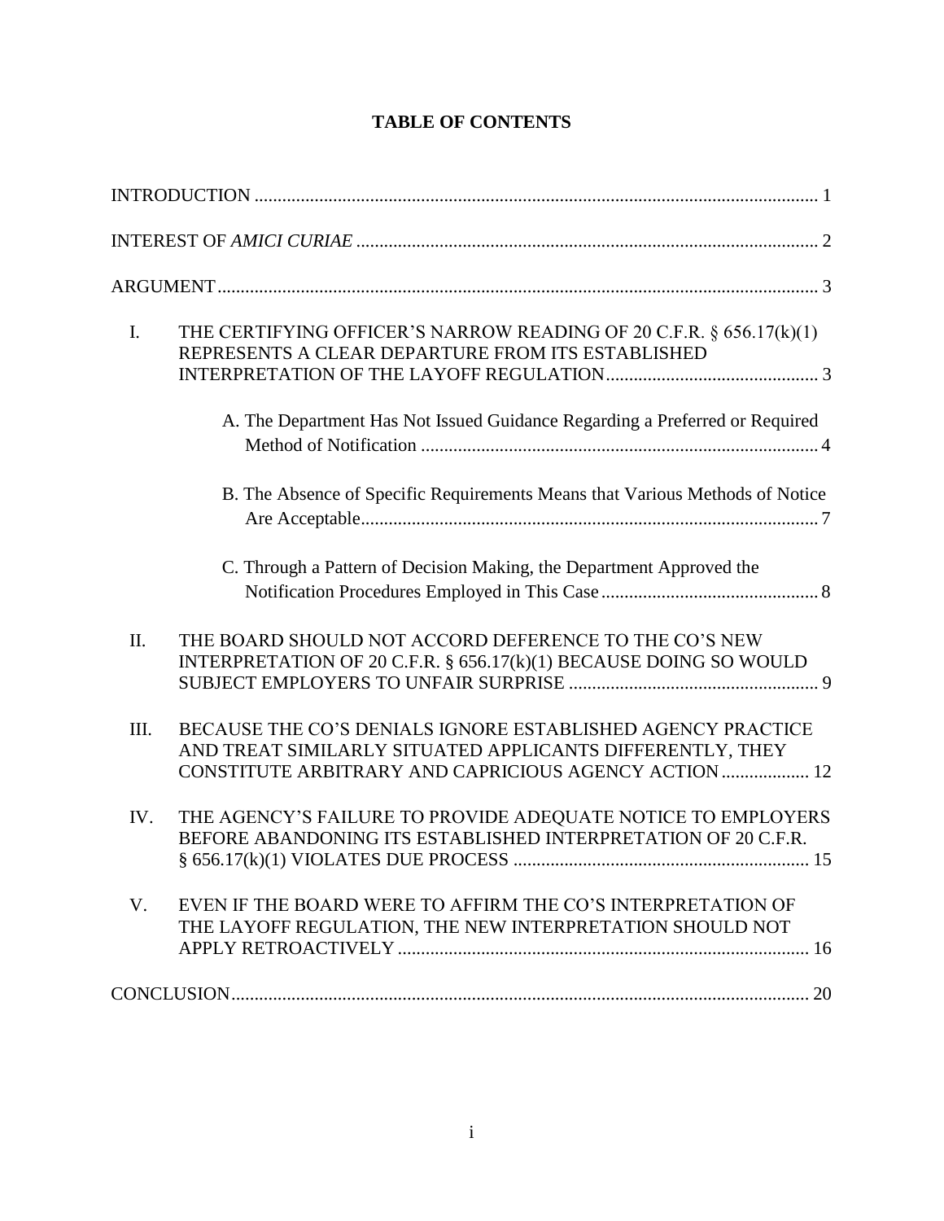# TABLE OF CONTENTS

INTRODUCTION ............................................................................................................................ 1

INTEREST OF *AMICI CURIAE* .................................................................................................... 2

ARGUMENT.................................................................................................................................. 3

I. THE CERTIFYING OFFICER'S NARROW READING OF 20 C.F.R. § 656.17(k)(1) REPRESENTS A CLEAR DEPARTURE FROM ITS ESTABLISHED INTERPRETATION OF THE LAYOFF REGULATION............................................. 3

   A. The Department Has Not Issued Guidance Regarding a Preferred or Required Method of Notification ...................................................................................... 4

   B. The Absence of Specific Requirements Means that Various Methods of Notice Are Acceptable................................................................................................... 7

   C. Through a Pattern of Decision Making, the Department Approved the Notification Procedures Employed in This Case ............................................... 8

II. THE BOARD SHOULD NOT ACCORD DEFERENCE TO THE CO'S NEW INTERPRETATION OF 20 C.F.R. § 656.17(k)(1) BECAUSE DOING SO WOULD SUBJECT EMPLOYERS TO UNFAIR SURPRISE ...................................................... 9

III. BECAUSE THE CO'S DENIALS IGNORE ESTABLISHED AGENCY PRACTICE AND TREAT SIMILARLY SITUATED APPLICANTS DIFFERENTLY, THEY CONSTITUTE ARBITRARY AND CAPRICIOUS AGENCY ACTION.................. 12

IV. THE AGENCY'S FAILURE TO PROVIDE ADEQUATE NOTICE TO EMPLOYERS BEFORE ABANDONING ITS ESTABLISHED INTERPRETATION OF 20 C.F.R. § 656.17(k)(1) VIOLATES DUE PROCESS ................................................................ 15

V. EVEN IF THE BOARD WERE TO AFFIRM THE CO'S INTERPRETATION OF THE LAYOFF REGULATION, THE NEW INTERPRETATION SHOULD NOT APPLY RETROACTIVELY ......................................................................................... 16

CONCLUSION............................................................................................................................ 20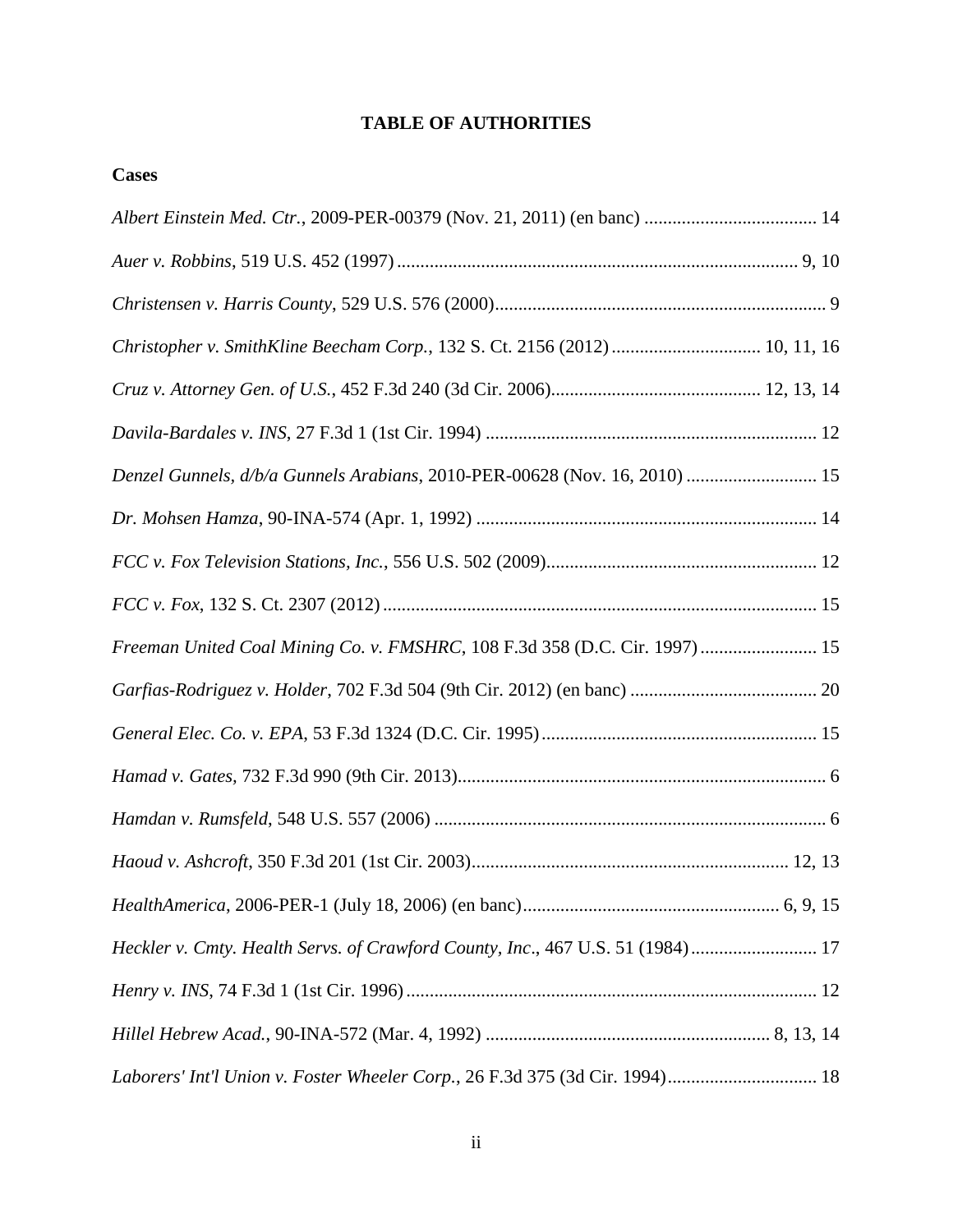# TABLE OF AUTHORITIES

## Cases

*Albert Einstein Med. Ctr.*, 2009-PER-00379 (Nov. 21, 2011) (en banc) ..................................... 14

*Auer v. Robbins*, 519 U.S. 452 (1997) ..................................................................................... 9, 10

*Christensen v. Harris County*, 529 U.S. 576 (2000)....................................................................... 9

*Christopher v. SmithKline Beecham Corp.*, 132 S. Ct. 2156 (2012) ................................ 10, 11, 16

*Cruz v. Attorney Gen. of U.S.*, 452 F.3d 240 (3d Cir. 2006)............................................. 12, 13, 14

*Davila-Bardales v. INS*, 27 F.3d 1 (1st Cir. 1994) ....................................................................... 12

*Denzel Gunnels, d/b/a Gunnels Arabians*, 2010-PER-00628 (Nov. 16, 2010) ............................ 15

*Dr. Mohsen Hamza*, 90-INA-574 (Apr. 1, 1992) ......................................................................... 14

*FCC v. Fox Television Stations, Inc.*, 556 U.S. 502 (2009).......................................................... 12

*FCC v. Fox*, 132 S. Ct. 2307 (2012) ............................................................................................. 15

*Freeman United Coal Mining Co. v. FMSHRC*, 108 F.3d 358 (D.C. Cir. 1997) ......................... 15

*Garfias-Rodriguez v. Holder*, 702 F.3d 504 (9th Cir. 2012) (en banc) ........................................ 20

*General Elec. Co. v. EPA*, 53 F.3d 1324 (D.C. Cir. 1995) ........................................................... 15

*Hamad v. Gates*, 732 F.3d 990 (9th Cir. 2013)............................................................................... 6

*Hamdan v. Rumsfeld*, 548 U.S. 557 (2006) .................................................................................... 6

*Haoud v. Ashcroft*, 350 F.3d 201 (1st Cir. 2003).................................................................... 12, 13

*HealthAmerica*, 2006-PER-1 (July 18, 2006) (en banc)....................................................... 6, 9, 15

*Heckler v. Cmty. Health Servs. of Crawford County, Inc*., 467 U.S. 51 (1984)........................... 17

*Henry v. INS*, 74 F.3d 1 (1st Cir. 1996) ........................................................................................ 12

*Hillel Hebrew Acad.*, 90-INA-572 (Mar. 4, 1992) ............................................................. 8, 13, 14

*Laborers' Int'l Union v. Foster Wheeler Corp.*, 26 F.3d 375 (3d Cir. 1994)................................ 18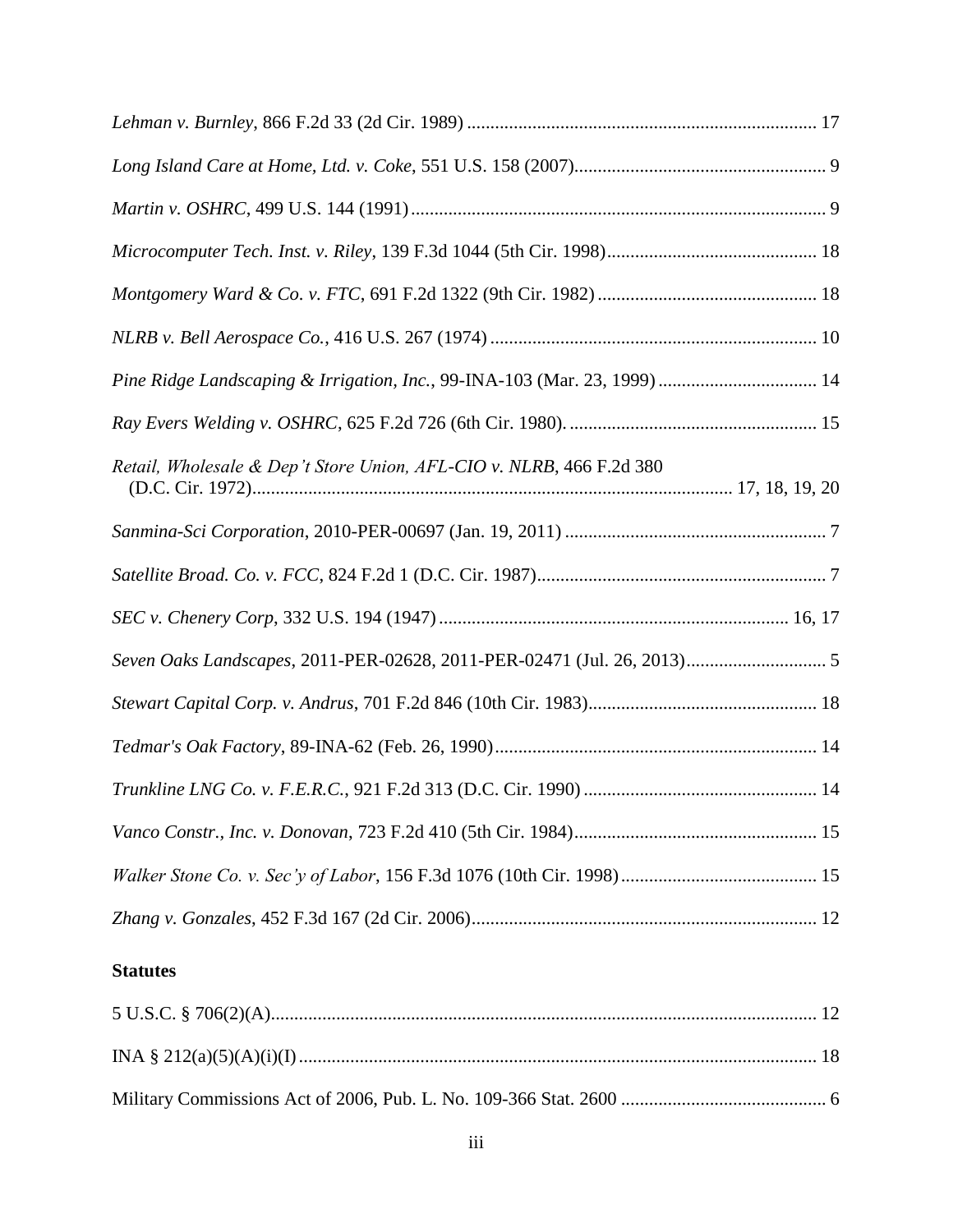*Lehman v. Burnley*, 866 F.2d 33 (2d Cir. 1989) .......................................................................... 17

*Long Island Care at Home, Ltd. v. Coke*, 551 U.S. 158 (2007)...................................................... 9

*Martin v. OSHRC*, 499 U.S. 144 (1991) ........................................................................................ 9

*Microcomputer Tech. Inst. v. Riley*, 139 F.3d 1044 (5th Cir. 1998)............................................. 18

*Montgomery Ward & Co. v. FTC*, 691 F.2d 1322 (9th Cir. 1982) ............................................... 18

*NLRB v. Bell Aerospace Co.*, 416 U.S. 267 (1974) ...................................................................... 10

*Pine Ridge Landscaping & Irrigation, Inc.*, 99-INA-103 (Mar. 23, 1999) .................................. 14

*Ray Evers Welding v. OSHRC*, 625 F.2d 726 (6th Cir. 1980). ..................................................... 15

*Retail, Wholesale & Dep't Store Union, AFL-CIO v. NLRB*, 466 F.2d 380 (D.C. Cir. 1972)...................................................................................................... 17, 18, 19, 20

*Sanmina-Sci Corporation*, 2010-PER-00697 (Jan. 19, 2011) ........................................................ 7

*Satellite Broad. Co. v. FCC*, 824 F.2d 1 (D.C. Cir. 1987).............................................................. 7

*SEC v. Chenery Corp*, 332 U.S. 194 (1947) .......................................................................... 16, 17

*Seven Oaks Landscapes*, 2011-PER-02628, 2011-PER-02471 (Jul. 26, 2013).............................. 5

*Stewart Capital Corp. v. Andrus*, 701 F.2d 846 (10th Cir. 1983)................................................. 18

*Tedmar's Oak Factory*, 89-INA-62 (Feb. 26, 1990)..................................................................... 14

*Trunkline LNG Co. v. F.E.R.C.*, 921 F.2d 313 (D.C. Cir. 1990) .................................................. 14

*Vanco Constr., Inc. v. Donovan*, 723 F.2d 410 (5th Cir. 1984).................................................... 15

*Walker Stone Co. v. Sec'y of Labor*, 156 F.3d 1076 (10th Cir. 1998).......................................... 15

*Zhang v. Gonzales*, 452 F.3d 167 (2d Cir. 2006).......................................................................... 12

**Statutes**

5 U.S.C. § 706(2)(A)..................................................................................................................... 12

INA § 212(a)(5)(A)(i)(I) .............................................................................................................. 18

Military Commissions Act of 2006, Pub. L. No. 109-366 Stat. 2600 ............................................ 6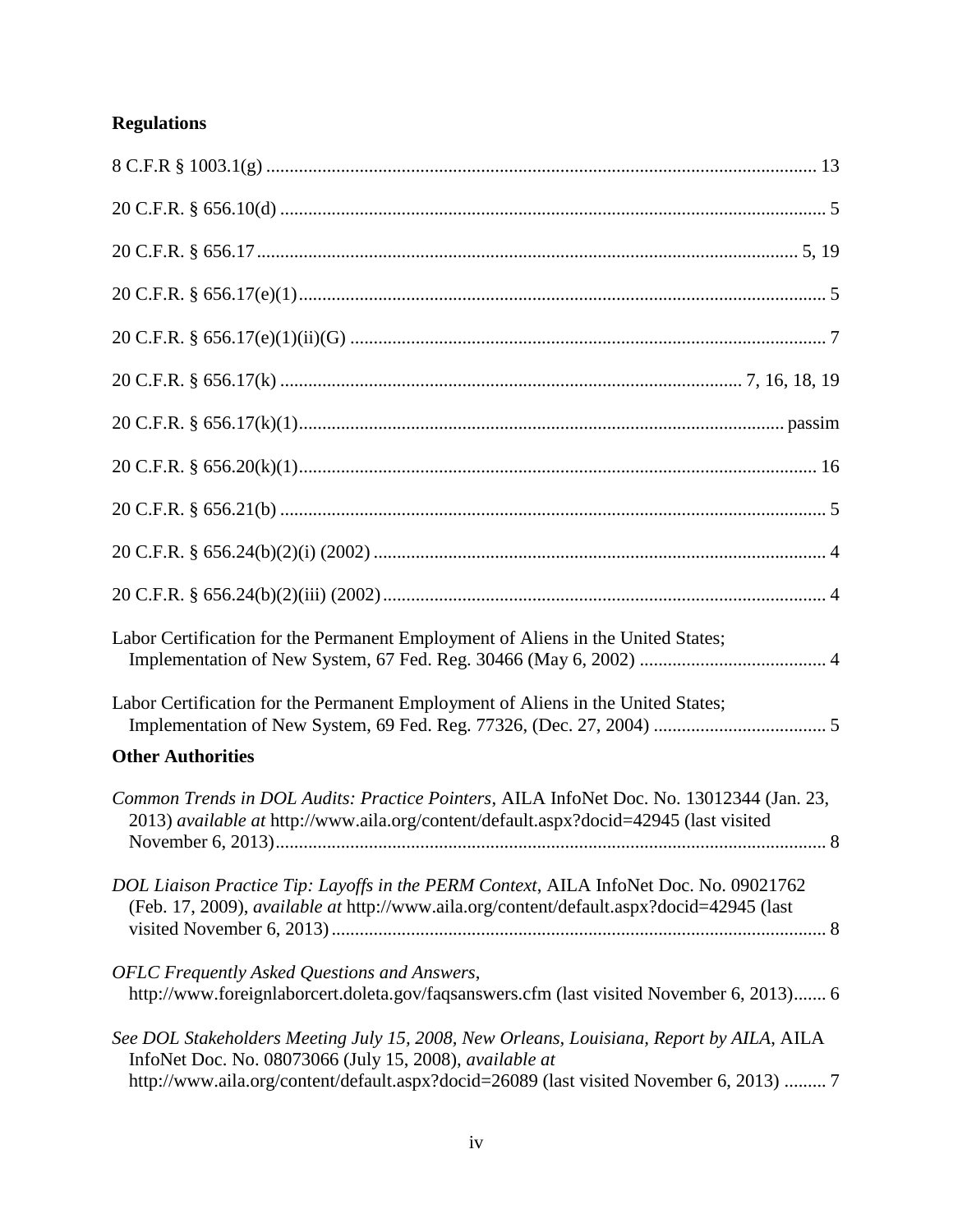## Regulations

8 C.F.R § 1003.1(g) .......................................................................................................... 13

20 C.F.R. § 656.10(d) ........................................................................................................ 5

20 C.F.R. § 656.17 ....................................................................................................... 5, 19

20 C.F.R. § 656.17(e)(1) ..................................................................................................... 5

20 C.F.R. § 656.17(e)(1)(ii)(G) .......................................................................................... 7

20 C.F.R. § 656.17(k) ........................................................................................ 7, 16, 18, 19

20 C.F.R. § 656.17(k)(1) ............................................................................................. passim

20 C.F.R. § 656.20(k)(1) ................................................................................................... 16

20 C.F.R. § 656.21(b) ......................................................................................................... 5

20 C.F.R. § 656.24(b)(2)(i) (2002) ..................................................................................... 4

20 C.F.R. § 656.24(b)(2)(iii) (2002) ................................................................................... 4

Labor Certification for the Permanent Employment of Aliens in the United States; Implementation of New System, 67 Fed. Reg. 30466 (May 6, 2002) ........................................ 4

Labor Certification for the Permanent Employment of Aliens in the United States; Implementation of New System, 69 Fed. Reg. 77326, (Dec. 27, 2004) ..................................... 5

## Other Authorities

*Common Trends in DOL Audits: Practice Pointers*, AILA InfoNet Doc. No. 13012344 (Jan. 23, 2013) *available at* http://www.aila.org/content/default.aspx?docid=42945 (last visited November 6, 2013) ...................................................................................................... 8

*DOL Liaison Practice Tip: Layoffs in the PERM Context*, AILA InfoNet Doc. No. 09021762 (Feb. 17, 2009), *available at* http://www.aila.org/content/default.aspx?docid=42945 (last visited November 6, 2013) ......................................................................................... 8

*OFLC Frequently Asked Questions and Answers*, http://www.foreignlaborcert.doleta.gov/faqsanswers.cfm (last visited November 6, 2013)....... 6

*See DOL Stakeholders Meeting July 15, 2008, New Orleans, Louisiana, Report by AILA*, AILA InfoNet Doc. No. 08073066 (July 15, 2008), *available at* http://www.aila.org/content/default.aspx?docid=26089 (last visited November 6, 2013) ......... 7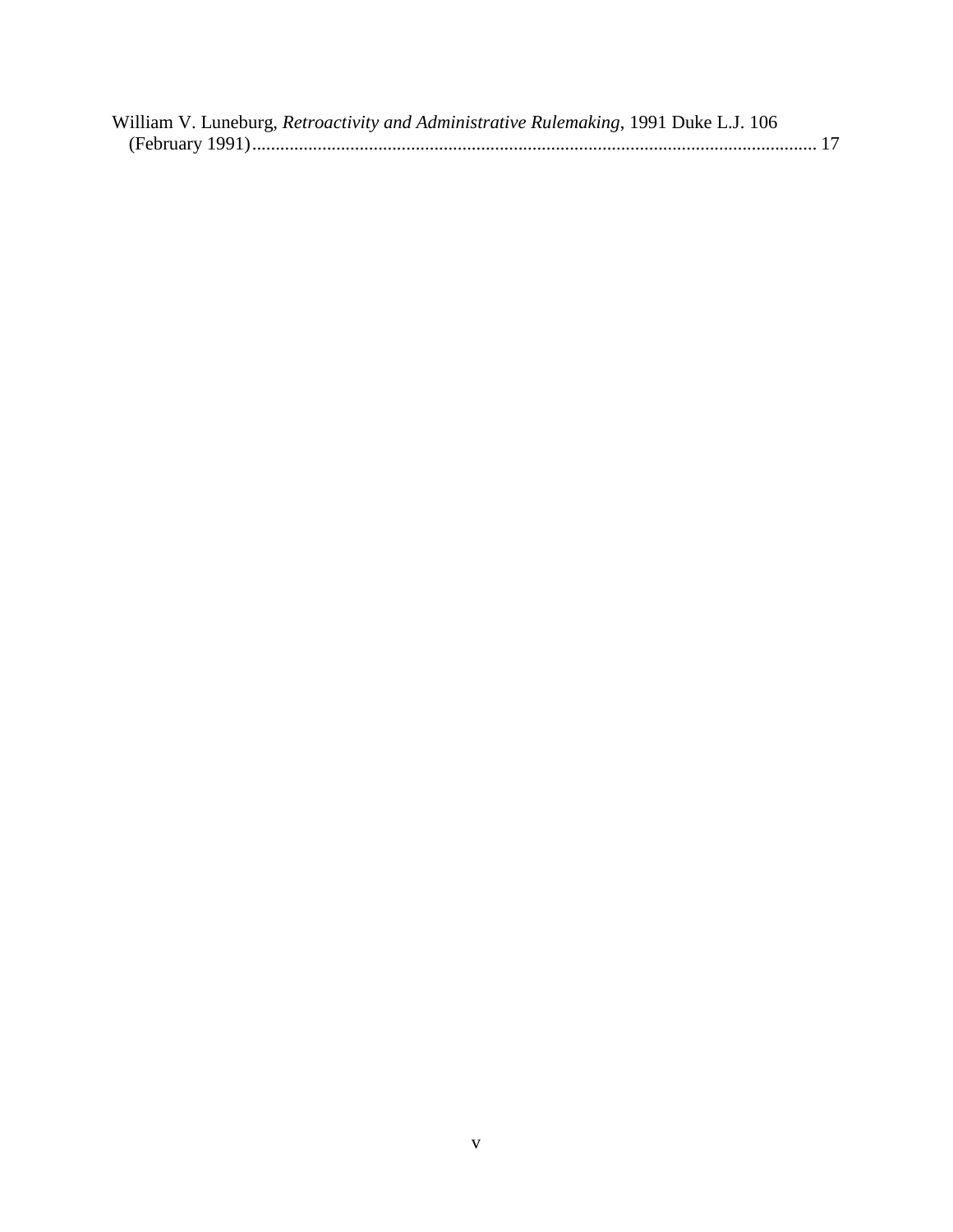William V. Luneburg, *Retroactivity and Administrative Rulemaking*, 1991 Duke L.J. 106 (February 1991)........................................................................................................................ 17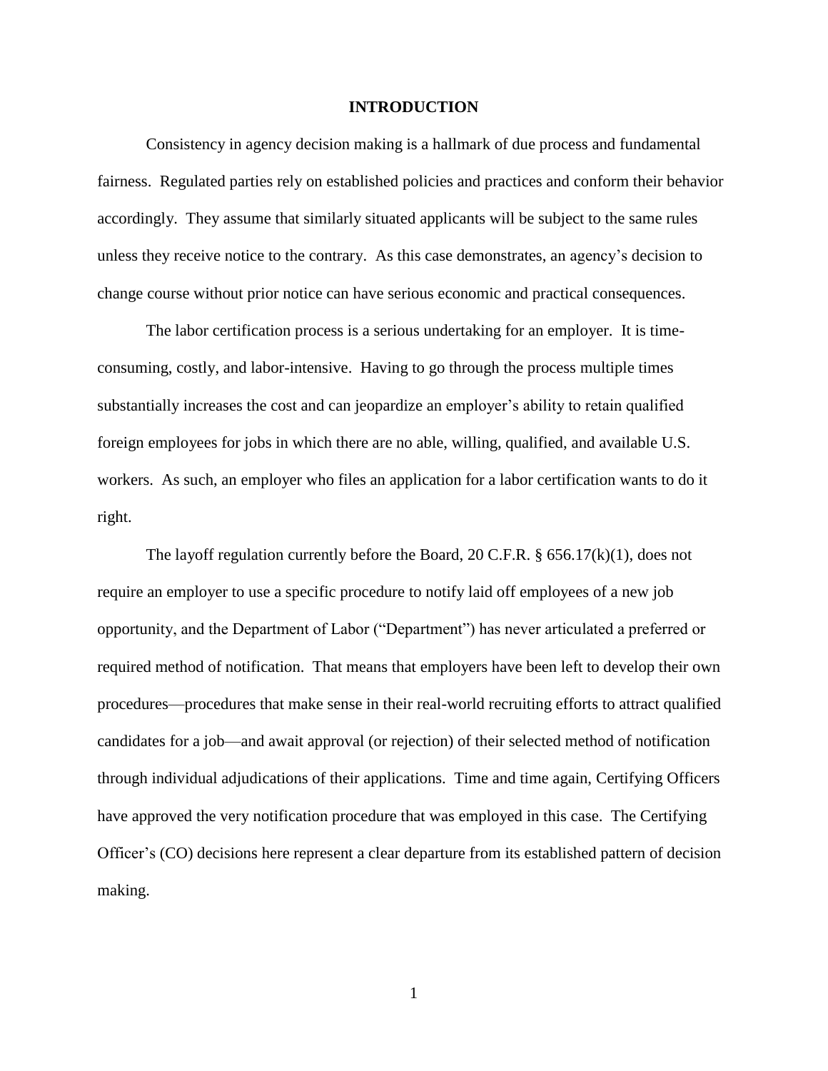# INTRODUCTION

Consistency in agency decision making is a hallmark of due process and fundamental fairness. Regulated parties rely on established policies and practices and conform their behavior accordingly. They assume that similarly situated applicants will be subject to the same rules unless they receive notice to the contrary. As this case demonstrates, an agency's decision to change course without prior notice can have serious economic and practical consequences.

The labor certification process is a serious undertaking for an employer. It is time-consuming, costly, and labor-intensive. Having to go through the process multiple times substantially increases the cost and can jeopardize an employer's ability to retain qualified foreign employees for jobs in which there are no able, willing, qualified, and available U.S. workers. As such, an employer who files an application for a labor certification wants to do it right.

The layoff regulation currently before the Board, 20 C.F.R. § 656.17(k)(1), does not require an employer to use a specific procedure to notify laid off employees of a new job opportunity, and the Department of Labor ("Department") has never articulated a preferred or required method of notification. That means that employers have been left to develop their own procedures—procedures that make sense in their real-world recruiting efforts to attract qualified candidates for a job—and await approval (or rejection) of their selected method of notification through individual adjudications of their applications. Time and time again, Certifying Officers have approved the very notification procedure that was employed in this case. The Certifying Officer's (CO) decisions here represent a clear departure from its established pattern of decision making.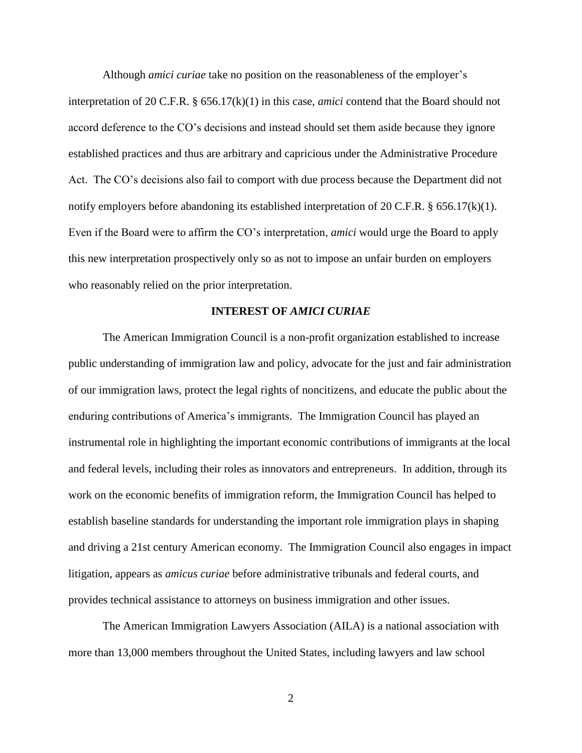Although *amici curiae* take no position on the reasonableness of the employer's interpretation of 20 C.F.R. § 656.17(k)(1) in this case, *amici* contend that the Board should not accord deference to the CO's decisions and instead should set them aside because they ignore established practices and thus are arbitrary and capricious under the Administrative Procedure Act. The CO's decisions also fail to comport with due process because the Department did not notify employers before abandoning its established interpretation of 20 C.F.R. § 656.17(k)(1). Even if the Board were to affirm the CO's interpretation, *amici* would urge the Board to apply this new interpretation prospectively only so as not to impose an unfair burden on employers who reasonably relied on the prior interpretation.

## INTEREST OF *AMICI CURIAE*

The American Immigration Council is a non-profit organization established to increase public understanding of immigration law and policy, advocate for the just and fair administration of our immigration laws, protect the legal rights of noncitizens, and educate the public about the enduring contributions of America's immigrants. The Immigration Council has played an instrumental role in highlighting the important economic contributions of immigrants at the local and federal levels, including their roles as innovators and entrepreneurs. In addition, through its work on the economic benefits of immigration reform, the Immigration Council has helped to establish baseline standards for understanding the important role immigration plays in shaping and driving a 21st century American economy. The Immigration Council also engages in impact litigation, appears as *amicus curiae* before administrative tribunals and federal courts, and provides technical assistance to attorneys on business immigration and other issues.

The American Immigration Lawyers Association (AILA) is a national association with more than 13,000 members throughout the United States, including lawyers and law school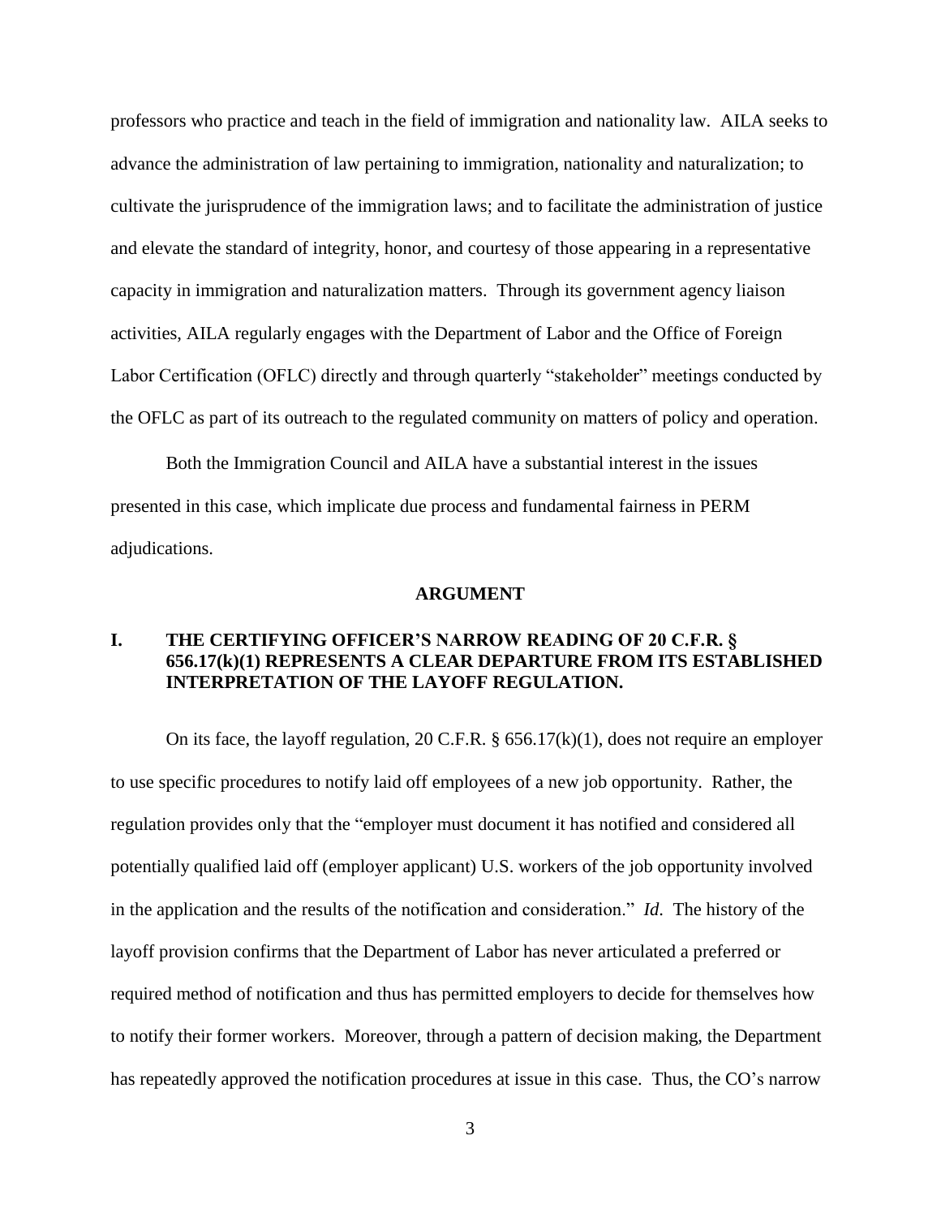professors who practice and teach in the field of immigration and nationality law. AILA seeks to advance the administration of law pertaining to immigration, nationality and naturalization; to cultivate the jurisprudence of the immigration laws; and to facilitate the administration of justice and elevate the standard of integrity, honor, and courtesy of those appearing in a representative capacity in immigration and naturalization matters. Through its government agency liaison activities, AILA regularly engages with the Department of Labor and the Office of Foreign Labor Certification (OFLC) directly and through quarterly "stakeholder" meetings conducted by the OFLC as part of its outreach to the regulated community on matters of policy and operation.

Both the Immigration Council and AILA have a substantial interest in the issues presented in this case, which implicate due process and fundamental fairness in PERM adjudications.

## ARGUMENT

### I. THE CERTIFYING OFFICER'S NARROW READING OF 20 C.F.R. § 656.17(k)(1) REPRESENTS A CLEAR DEPARTURE FROM ITS ESTABLISHED INTERPRETATION OF THE LAYOFF REGULATION.

On its face, the layoff regulation, 20 C.F.R. § 656.17(k)(1), does not require an employer to use specific procedures to notify laid off employees of a new job opportunity. Rather, the regulation provides only that the "employer must document it has notified and considered all potentially qualified laid off (employer applicant) U.S. workers of the job opportunity involved in the application and the results of the notification and consideration." *Id.* The history of the layoff provision confirms that the Department of Labor has never articulated a preferred or required method of notification and thus has permitted employers to decide for themselves how to notify their former workers. Moreover, through a pattern of decision making, the Department has repeatedly approved the notification procedures at issue in this case. Thus, the CO's narrow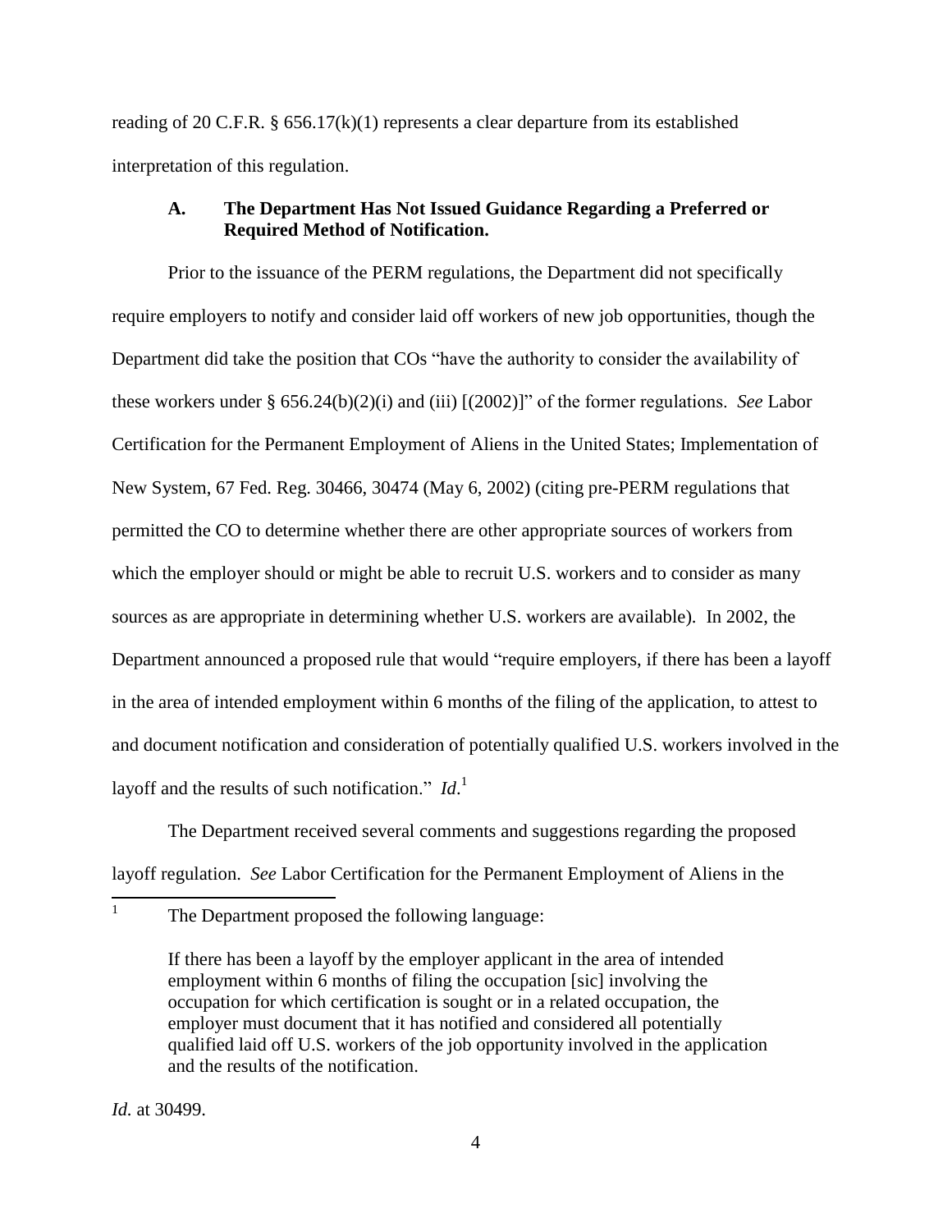reading of 20 C.F.R. § 656.17(k)(1) represents a clear departure from its established interpretation of this regulation.

### A. The Department Has Not Issued Guidance Regarding a Preferred or Required Method of Notification.

Prior to the issuance of the PERM regulations, the Department did not specifically require employers to notify and consider laid off workers of new job opportunities, though the Department did take the position that COs "have the authority to consider the availability of these workers under § 656.24(b)(2)(i) and (iii) [(2002)]" of the former regulations. *See* Labor Certification for the Permanent Employment of Aliens in the United States; Implementation of New System, 67 Fed. Reg. 30466, 30474 (May 6, 2002) (citing pre-PERM regulations that permitted the CO to determine whether there are other appropriate sources of workers from which the employer should or might be able to recruit U.S. workers and to consider as many sources as are appropriate in determining whether U.S. workers are available). In 2002, the Department announced a proposed rule that would "require employers, if there has been a layoff in the area of intended employment within 6 months of the filing of the application, to attest to and document notification and consideration of potentially qualified U.S. workers involved in the layoff and the results of such notification." *Id*.[1]

The Department received several comments and suggestions regarding the proposed layoff regulation. *See* Labor Certification for the Permanent Employment of Aliens in the

---

[1] The Department proposed the following language:

> If there has been a layoff by the employer applicant in the area of intended employment within 6 months of filing the occupation [sic] involving the occupation for which certification is sought or in a related occupation, the employer must document that it has notified and considered all potentially qualified laid off U.S. workers of the job opportunity involved in the application and the results of the notification.

*Id.* at 30499.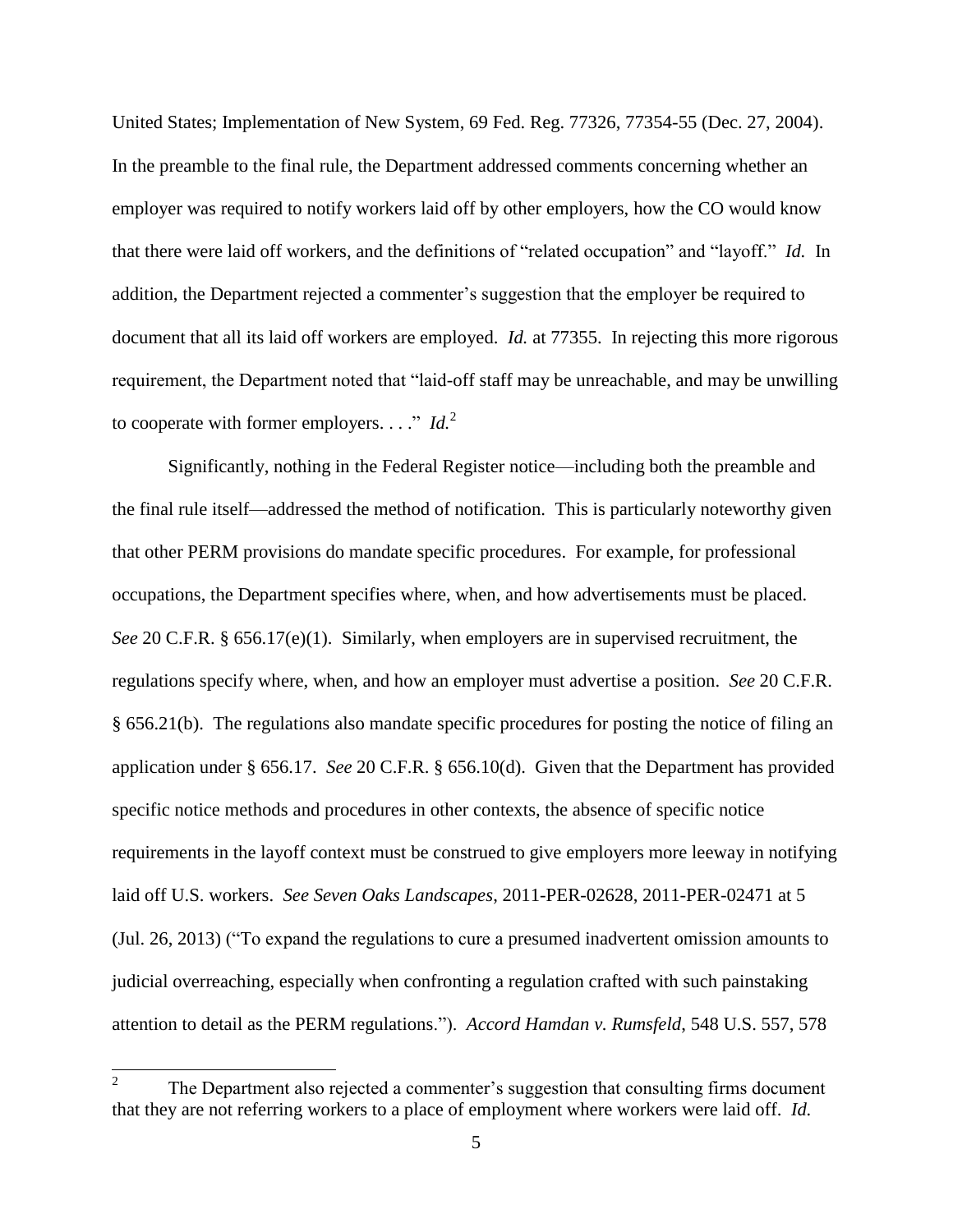United States; Implementation of New System, 69 Fed. Reg. 77326, 77354-55 (Dec. 27, 2004). In the preamble to the final rule, the Department addressed comments concerning whether an employer was required to notify workers laid off by other employers, how the CO would know that there were laid off workers, and the definitions of "related occupation" and "layoff." *Id.* In addition, the Department rejected a commenter's suggestion that the employer be required to document that all its laid off workers are employed. *Id.* at 77355. In rejecting this more rigorous requirement, the Department noted that "laid-off staff may be unreachable, and may be unwilling to cooperate with former employers. . . ." *Id.*[2]

Significantly, nothing in the Federal Register notice—including both the preamble and the final rule itself—addressed the method of notification. This is particularly noteworthy given that other PERM provisions do mandate specific procedures. For example, for professional occupations, the Department specifies where, when, and how advertisements must be placed. *See* 20 C.F.R. § 656.17(e)(1). Similarly, when employers are in supervised recruitment, the regulations specify where, when, and how an employer must advertise a position. *See* 20 C.F.R. § 656.21(b). The regulations also mandate specific procedures for posting the notice of filing an application under § 656.17. *See* 20 C.F.R. § 656.10(d). Given that the Department has provided specific notice methods and procedures in other contexts, the absence of specific notice requirements in the layoff context must be construed to give employers more leeway in notifying laid off U.S. workers. *See Seven Oaks Landscapes*, 2011-PER-02628, 2011-PER-02471 at 5 (Jul. 26, 2013) ("To expand the regulations to cure a presumed inadvertent omission amounts to judicial overreaching, especially when confronting a regulation crafted with such painstaking attention to detail as the PERM regulations."). *Accord Hamdan v. Rumsfeld*, 548 U.S. 557, 578

---

[2] The Department also rejected a commenter's suggestion that consulting firms document that they are not referring workers to a place of employment where workers were laid off. *Id.*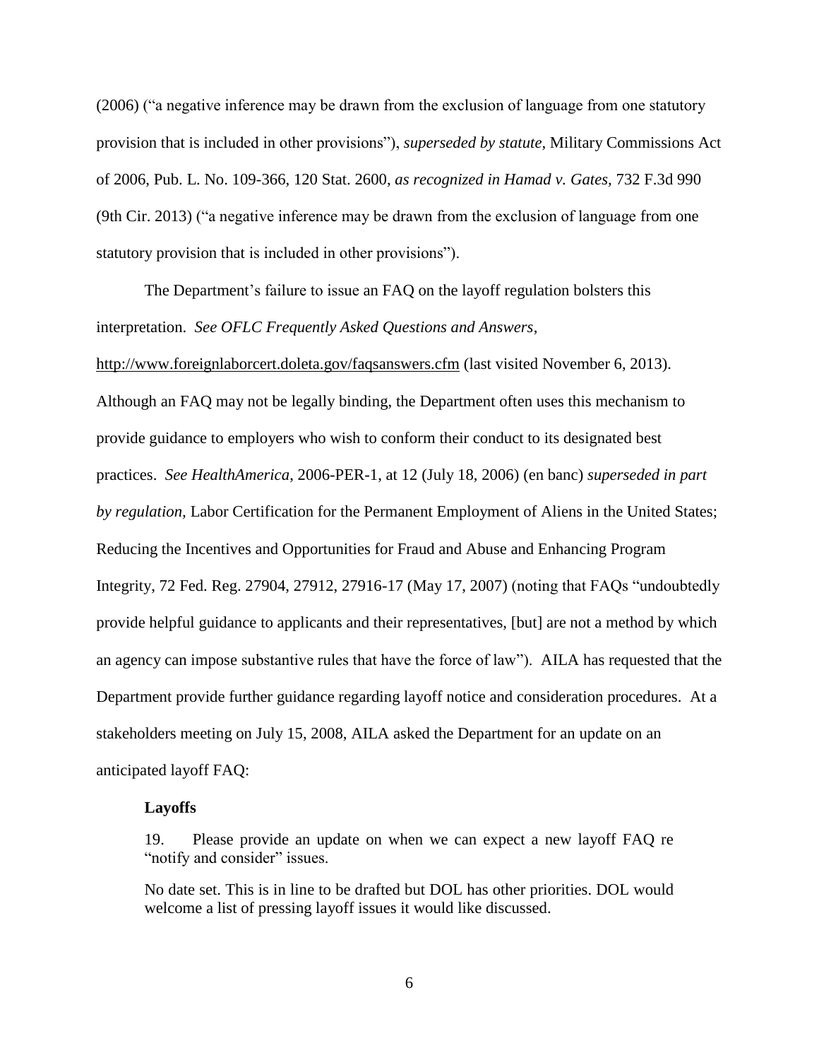(2006) ("a negative inference may be drawn from the exclusion of language from one statutory provision that is included in other provisions"), *superseded by statute*, Military Commissions Act of 2006, Pub. L. No. 109-366, 120 Stat. 2600, *as recognized in Hamad v. Gates*, 732 F.3d 990 (9th Cir. 2013) ("a negative inference may be drawn from the exclusion of language from one statutory provision that is included in other provisions").

The Department's failure to issue an FAQ on the layoff regulation bolsters this interpretation. *See OFLC Frequently Asked Questions and Answers*, http://www.foreignlaborcert.doleta.gov/faqsanswers.cfm (last visited November 6, 2013). Although an FAQ may not be legally binding, the Department often uses this mechanism to provide guidance to employers who wish to conform their conduct to its designated best practices. *See HealthAmerica*, 2006-PER-1, at 12 (July 18, 2006) (en banc) *superseded in part by regulation*, Labor Certification for the Permanent Employment of Aliens in the United States; Reducing the Incentives and Opportunities for Fraud and Abuse and Enhancing Program Integrity, 72 Fed. Reg. 27904, 27912, 27916-17 (May 17, 2007) (noting that FAQs "undoubtedly provide helpful guidance to applicants and their representatives, [but] are not a method by which an agency can impose substantive rules that have the force of law"). AILA has requested that the Department provide further guidance regarding layoff notice and consideration procedures. At a stakeholders meeting on July 15, 2008, AILA asked the Department for an update on an anticipated layoff FAQ:

> **Layoffs**
>
> 19. Please provide an update on when we can expect a new layoff FAQ re "notify and consider" issues.
>
> No date set. This is in line to be drafted but DOL has other priorities. DOL would welcome a list of pressing layoff issues it would like discussed.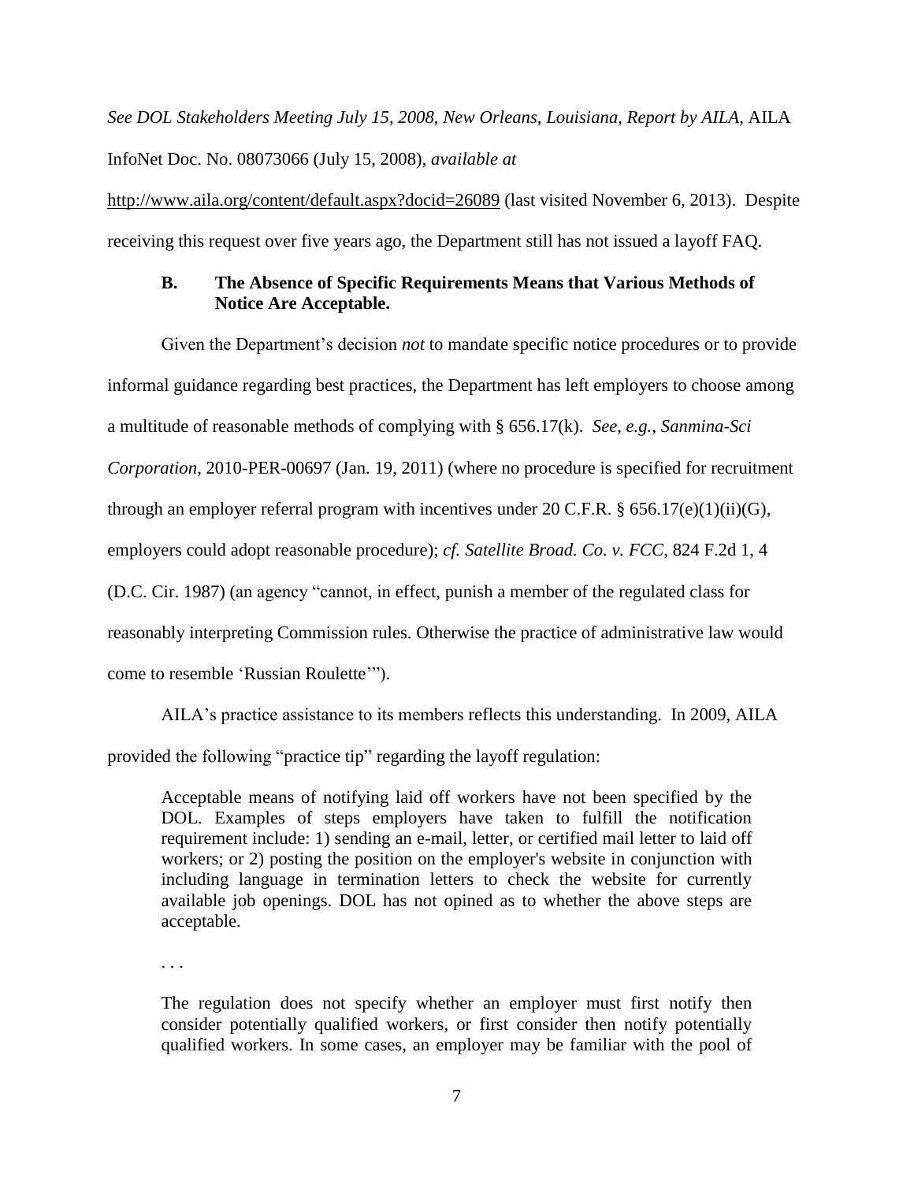*See DOL Stakeholders Meeting July 15, 2008, New Orleans, Louisiana, Report by AILA*, AILA InfoNet Doc. No. 08073066 (July 15, 2008), *available at* http://www.aila.org/content/default.aspx?docid=26089 (last visited November 6, 2013). Despite receiving this request over five years ago, the Department still has not issued a layoff FAQ.

### B. The Absence of Specific Requirements Means that Various Methods of Notice Are Acceptable.

Given the Department's decision *not* to mandate specific notice procedures or to provide informal guidance regarding best practices, the Department has left employers to choose among a multitude of reasonable methods of complying with § 656.17(k). *See, e.g.*, *Sanmina-Sci Corporation*, 2010-PER-00697 (Jan. 19, 2011) (where no procedure is specified for recruitment through an employer referral program with incentives under 20 C.F.R. § 656.17(e)(1)(ii)(G), employers could adopt reasonable procedure); *cf. Satellite Broad. Co. v. FCC*, 824 F.2d 1, 4 (D.C. Cir. 1987) (an agency "cannot, in effect, punish a member of the regulated class for reasonably interpreting Commission rules. Otherwise the practice of administrative law would come to resemble 'Russian Roulette'").

AILA's practice assistance to its members reflects this understanding. In 2009, AILA provided the following "practice tip" regarding the layoff regulation:

> Acceptable means of notifying laid off workers have not been specified by the DOL. Examples of steps employers have taken to fulfill the notification requirement include: 1) sending an e-mail, letter, or certified mail letter to laid off workers; or 2) posting the position on the employer's website in conjunction with including language in termination letters to check the website for currently available job openings. DOL has not opined as to whether the above steps are acceptable.
>
> . . .
>
> The regulation does not specify whether an employer must first notify then consider potentially qualified workers, or first consider then notify potentially qualified workers. In some cases, an employer may be familiar with the pool of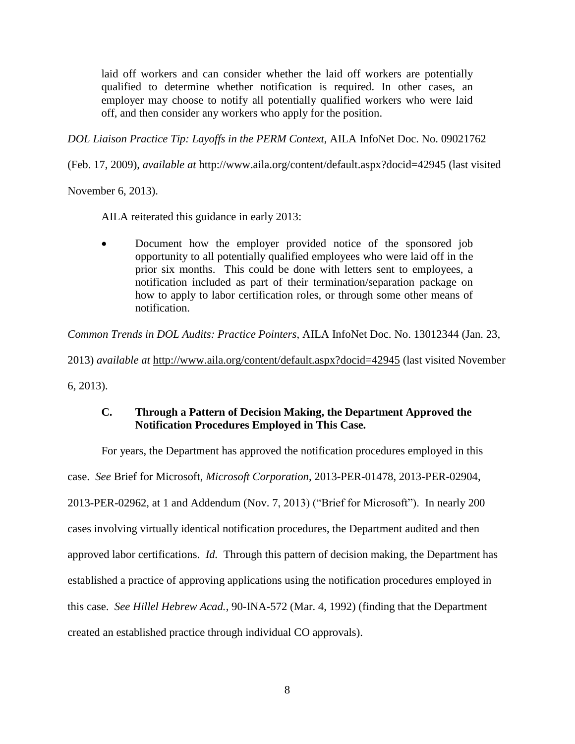> laid off workers and can consider whether the laid off workers are potentially qualified to determine whether notification is required. In other cases, an employer may choose to notify all potentially qualified workers who were laid off, and then consider any workers who apply for the position.

*DOL Liaison Practice Tip: Layoffs in the PERM Context*, AILA InfoNet Doc. No. 09021762 (Feb. 17, 2009), *available at* http://www.aila.org/content/default.aspx?docid=42945 (last visited November 6, 2013).

AILA reiterated this guidance in early 2013:

> - Document how the employer provided notice of the sponsored job opportunity to all potentially qualified employees who were laid off in the prior six months. This could be done with letters sent to employees, a notification included as part of their termination/separation package on how to apply to labor certification roles, or through some other means of notification.

*Common Trends in DOL Audits: Practice Pointers*, AILA InfoNet Doc. No. 13012344 (Jan. 23, 2013) *available at* http://www.aila.org/content/default.aspx?docid=42945 (last visited November 6, 2013).

### C. Through a Pattern of Decision Making, the Department Approved the Notification Procedures Employed in This Case.

For years, the Department has approved the notification procedures employed in this case. *See* Brief for Microsoft, *Microsoft Corporation*, 2013-PER-01478, 2013-PER-02904, 2013-PER-02962, at 1 and Addendum (Nov. 7, 2013) ("Brief for Microsoft"). In nearly 200 cases involving virtually identical notification procedures, the Department audited and then approved labor certifications. *Id.* Through this pattern of decision making, the Department has established a practice of approving applications using the notification procedures employed in this case. *See Hillel Hebrew Acad.*, 90-INA-572 (Mar. 4, 1992) (finding that the Department created an established practice through individual CO approvals).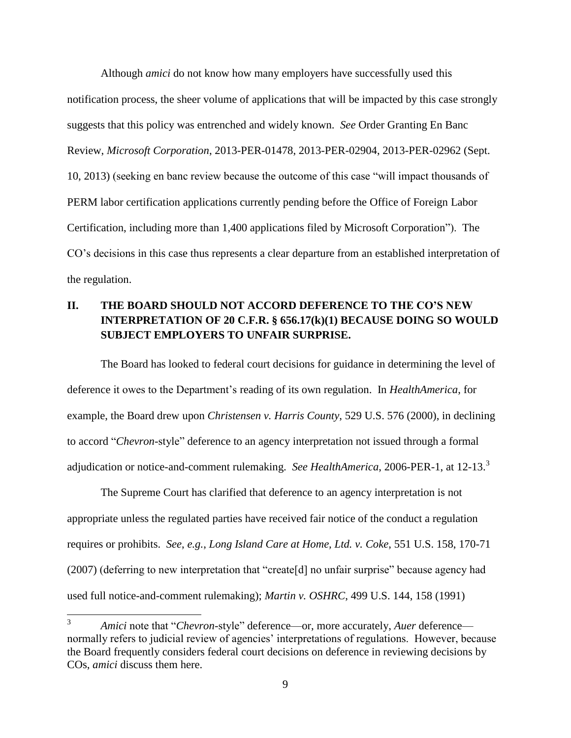Although *amici* do not know how many employers have successfully used this notification process, the sheer volume of applications that will be impacted by this case strongly suggests that this policy was entrenched and widely known. *See* Order Granting En Banc Review, *Microsoft Corporation*, 2013-PER-01478, 2013-PER-02904, 2013-PER-02962 (Sept. 10, 2013) (seeking en banc review because the outcome of this case "will impact thousands of PERM labor certification applications currently pending before the Office of Foreign Labor Certification, including more than 1,400 applications filed by Microsoft Corporation"). The CO's decisions in this case thus represents a clear departure from an established interpretation of the regulation.

## II. THE BOARD SHOULD NOT ACCORD DEFERENCE TO THE CO'S NEW INTERPRETATION OF 20 C.F.R. § 656.17(k)(1) BECAUSE DOING SO WOULD SUBJECT EMPLOYERS TO UNFAIR SURPRISE.

The Board has looked to federal court decisions for guidance in determining the level of deference it owes to the Department's reading of its own regulation. In *HealthAmerica*, for example, the Board drew upon *Christensen v. Harris County*, 529 U.S. 576 (2000), in declining to accord "*Chevron*-style" deference to an agency interpretation not issued through a formal adjudication or notice-and-comment rulemaking. *See HealthAmerica*, 2006-PER-1, at 12-13.[3]

The Supreme Court has clarified that deference to an agency interpretation is not appropriate unless the regulated parties have received fair notice of the conduct a regulation requires or prohibits. *See*, *e.g.*, *Long Island Care at Home, Ltd. v. Coke*, 551 U.S. 158, 170-71 (2007) (deferring to new interpretation that "create[d] no unfair surprise" because agency had used full notice-and-comment rulemaking); *Martin v. OSHRC*, 499 U.S. 144, 158 (1991)

---

[3] *Amici* note that "*Chevron*-style" deference—or, more accurately, *Auer* deference—normally refers to judicial review of agencies' interpretations of regulations. However, because the Board frequently considers federal court decisions on deference in reviewing decisions by COs, *amici* discuss them here.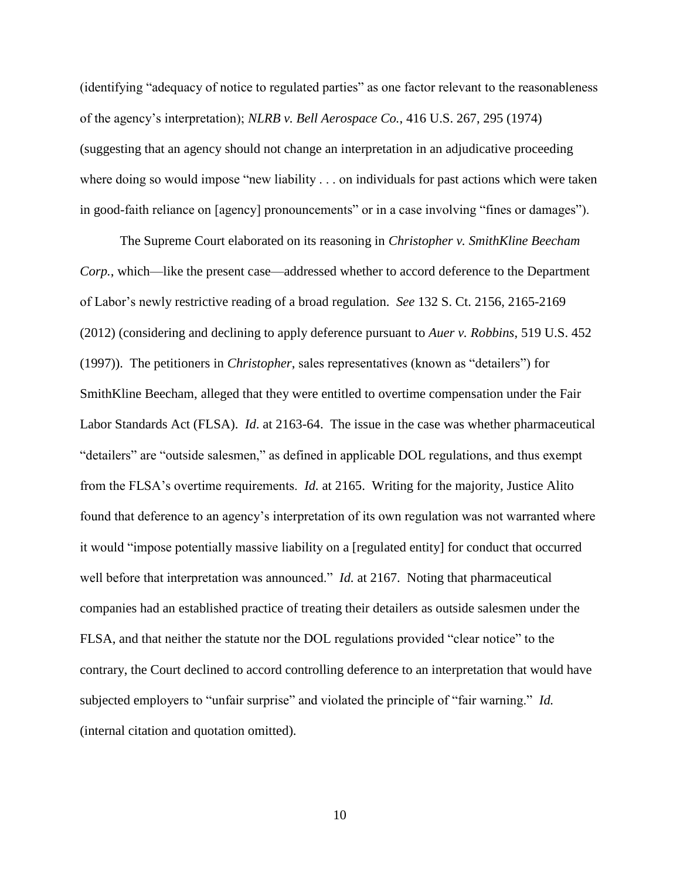(identifying "adequacy of notice to regulated parties" as one factor relevant to the reasonableness of the agency's interpretation); *NLRB v. Bell Aerospace Co.*, 416 U.S. 267, 295 (1974) (suggesting that an agency should not change an interpretation in an adjudicative proceeding where doing so would impose "new liability . . . on individuals for past actions which were taken in good-faith reliance on [agency] pronouncements" or in a case involving "fines or damages").

The Supreme Court elaborated on its reasoning in *Christopher v. SmithKline Beecham Corp.*, which—like the present case—addressed whether to accord deference to the Department of Labor's newly restrictive reading of a broad regulation. *See* 132 S. Ct. 2156, 2165-2169 (2012) (considering and declining to apply deference pursuant to *Auer v. Robbins*, 519 U.S. 452 (1997)). The petitioners in *Christopher*, sales representatives (known as "detailers") for SmithKline Beecham, alleged that they were entitled to overtime compensation under the Fair Labor Standards Act (FLSA). *Id.* at 2163-64. The issue in the case was whether pharmaceutical "detailers" are "outside salesmen," as defined in applicable DOL regulations, and thus exempt from the FLSA's overtime requirements. *Id.* at 2165. Writing for the majority, Justice Alito found that deference to an agency's interpretation of its own regulation was not warranted where it would "impose potentially massive liability on a [regulated entity] for conduct that occurred well before that interpretation was announced." *Id.* at 2167. Noting that pharmaceutical companies had an established practice of treating their detailers as outside salesmen under the FLSA, and that neither the statute nor the DOL regulations provided "clear notice" to the contrary, the Court declined to accord controlling deference to an interpretation that would have subjected employers to "unfair surprise" and violated the principle of "fair warning." *Id.* (internal citation and quotation omitted).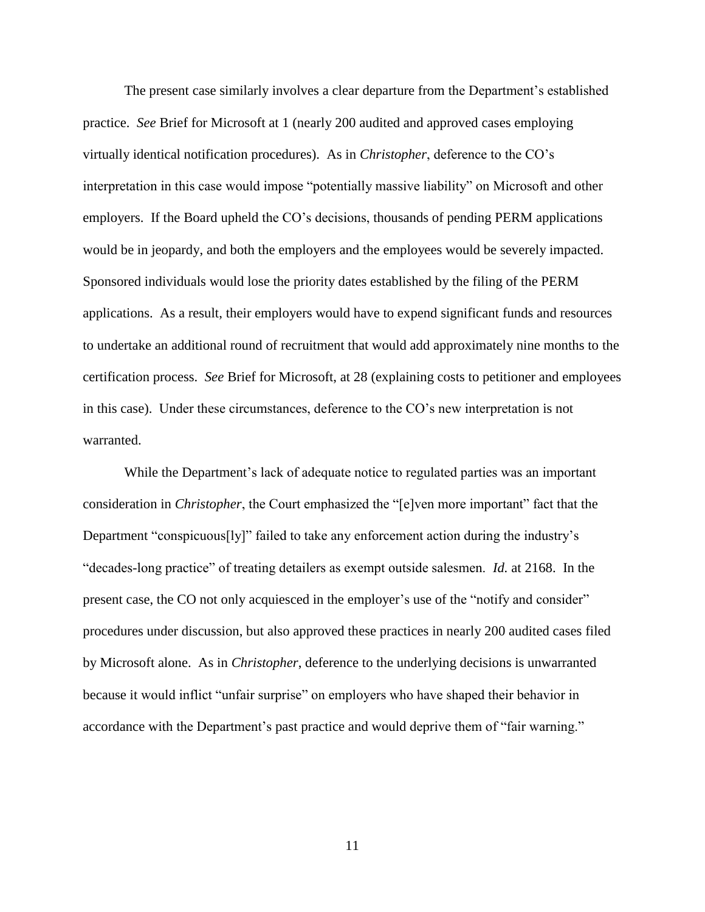The present case similarly involves a clear departure from the Department's established practice. *See* Brief for Microsoft at 1 (nearly 200 audited and approved cases employing virtually identical notification procedures). As in *Christopher*, deference to the CO's interpretation in this case would impose "potentially massive liability" on Microsoft and other employers. If the Board upheld the CO's decisions, thousands of pending PERM applications would be in jeopardy, and both the employers and the employees would be severely impacted. Sponsored individuals would lose the priority dates established by the filing of the PERM applications. As a result, their employers would have to expend significant funds and resources to undertake an additional round of recruitment that would add approximately nine months to the certification process. *See* Brief for Microsoft, at 28 (explaining costs to petitioner and employees in this case). Under these circumstances, deference to the CO's new interpretation is not warranted.

While the Department's lack of adequate notice to regulated parties was an important consideration in *Christopher*, the Court emphasized the "[e]ven more important" fact that the Department "conspicuous[ly]" failed to take any enforcement action during the industry's "decades-long practice" of treating detailers as exempt outside salesmen. *Id.* at 2168. In the present case, the CO not only acquiesced in the employer's use of the "notify and consider" procedures under discussion, but also approved these practices in nearly 200 audited cases filed by Microsoft alone. As in *Christopher*, deference to the underlying decisions is unwarranted because it would inflict "unfair surprise" on employers who have shaped their behavior in accordance with the Department's past practice and would deprive them of "fair warning."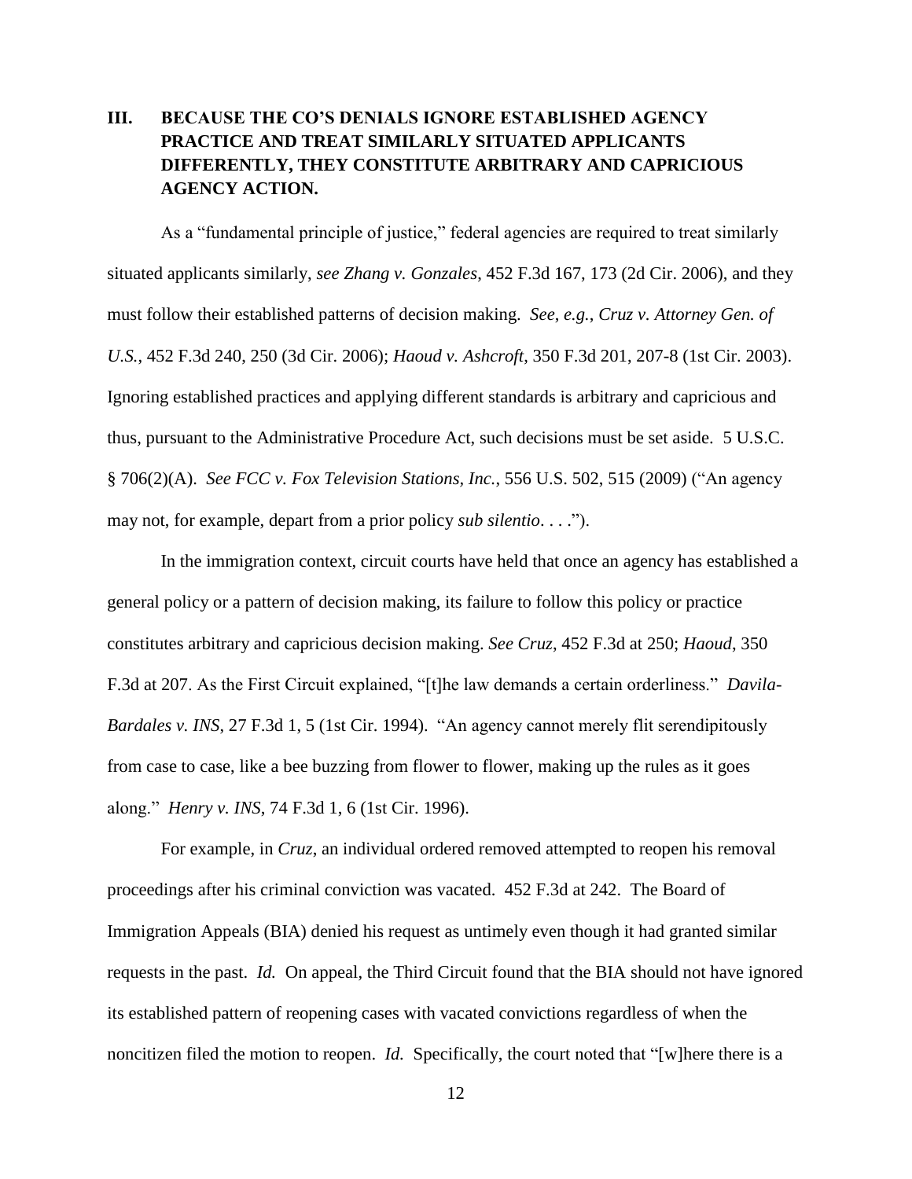## III. BECAUSE THE CO'S DENIALS IGNORE ESTABLISHED AGENCY PRACTICE AND TREAT SIMILARLY SITUATED APPLICANTS DIFFERENTLY, THEY CONSTITUTE ARBITRARY AND CAPRICIOUS AGENCY ACTION.

As a "fundamental principle of justice," federal agencies are required to treat similarly situated applicants similarly, *see Zhang v. Gonzales*, 452 F.3d 167, 173 (2d Cir. 2006), and they must follow their established patterns of decision making. *See, e.g.*, *Cruz v. Attorney Gen. of U.S.*, 452 F.3d 240, 250 (3d Cir. 2006); *Haoud v. Ashcroft*, 350 F.3d 201, 207-8 (1st Cir. 2003). Ignoring established practices and applying different standards is arbitrary and capricious and thus, pursuant to the Administrative Procedure Act, such decisions must be set aside. 5 U.S.C. § 706(2)(A). *See FCC v. Fox Television Stations, Inc.*, 556 U.S. 502, 515 (2009) ("An agency may not, for example, depart from a prior policy *sub silentio*. . . .").

In the immigration context, circuit courts have held that once an agency has established a general policy or a pattern of decision making, its failure to follow this policy or practice constitutes arbitrary and capricious decision making. *See Cruz*, 452 F.3d at 250; *Haoud*, 350 F.3d at 207. As the First Circuit explained, "[t]he law demands a certain orderliness." *Davila-Bardales v. INS*, 27 F.3d 1, 5 (1st Cir. 1994). "An agency cannot merely flit serendipitously from case to case, like a bee buzzing from flower to flower, making up the rules as it goes along." *Henry v. INS*, 74 F.3d 1, 6 (1st Cir. 1996).

For example, in *Cruz*, an individual ordered removed attempted to reopen his removal proceedings after his criminal conviction was vacated. 452 F.3d at 242. The Board of Immigration Appeals (BIA) denied his request as untimely even though it had granted similar requests in the past. *Id.* On appeal, the Third Circuit found that the BIA should not have ignored its established pattern of reopening cases with vacated convictions regardless of when the noncitizen filed the motion to reopen. *Id.* Specifically, the court noted that "[w]here there is a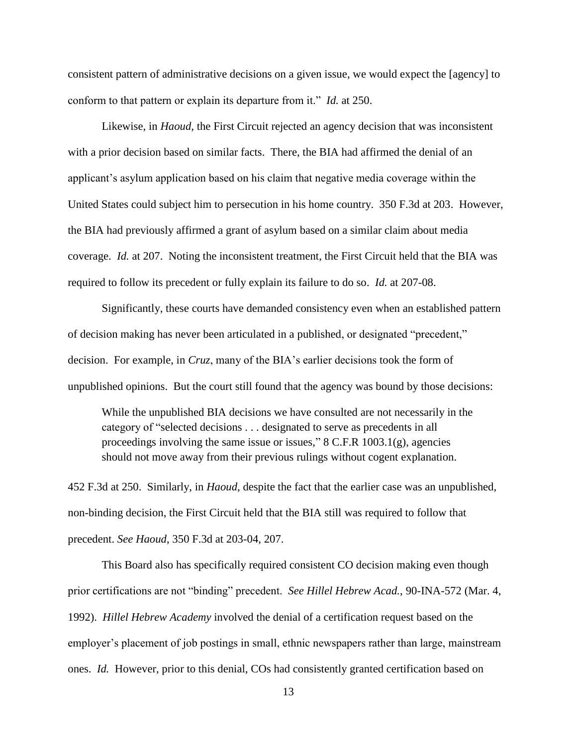consistent pattern of administrative decisions on a given issue, we would expect the [agency] to conform to that pattern or explain its departure from it." *Id.* at 250.

Likewise, in *Haoud*, the First Circuit rejected an agency decision that was inconsistent with a prior decision based on similar facts. There, the BIA had affirmed the denial of an applicant's asylum application based on his claim that negative media coverage within the United States could subject him to persecution in his home country. 350 F.3d at 203. However, the BIA had previously affirmed a grant of asylum based on a similar claim about media coverage. *Id.* at 207. Noting the inconsistent treatment, the First Circuit held that the BIA was required to follow its precedent or fully explain its failure to do so. *Id.* at 207-08.

Significantly, these courts have demanded consistency even when an established pattern of decision making has never been articulated in a published, or designated "precedent," decision. For example, in *Cruz*, many of the BIA's earlier decisions took the form of unpublished opinions. But the court still found that the agency was bound by those decisions:

> While the unpublished BIA decisions we have consulted are not necessarily in the category of "selected decisions . . . designated to serve as precedents in all proceedings involving the same issue or issues," 8 C.F.R 1003.1(g), agencies should not move away from their previous rulings without cogent explanation.

452 F.3d at 250. Similarly, in *Haoud*, despite the fact that the earlier case was an unpublished, non-binding decision, the First Circuit held that the BIA still was required to follow that precedent. *See Haoud*, 350 F.3d at 203-04, 207.

This Board also has specifically required consistent CO decision making even though prior certifications are not "binding" precedent. *See Hillel Hebrew Acad.*, 90-INA-572 (Mar. 4, 1992). *Hillel Hebrew Academy* involved the denial of a certification request based on the employer's placement of job postings in small, ethnic newspapers rather than large, mainstream ones. *Id.* However, prior to this denial, COs had consistently granted certification based on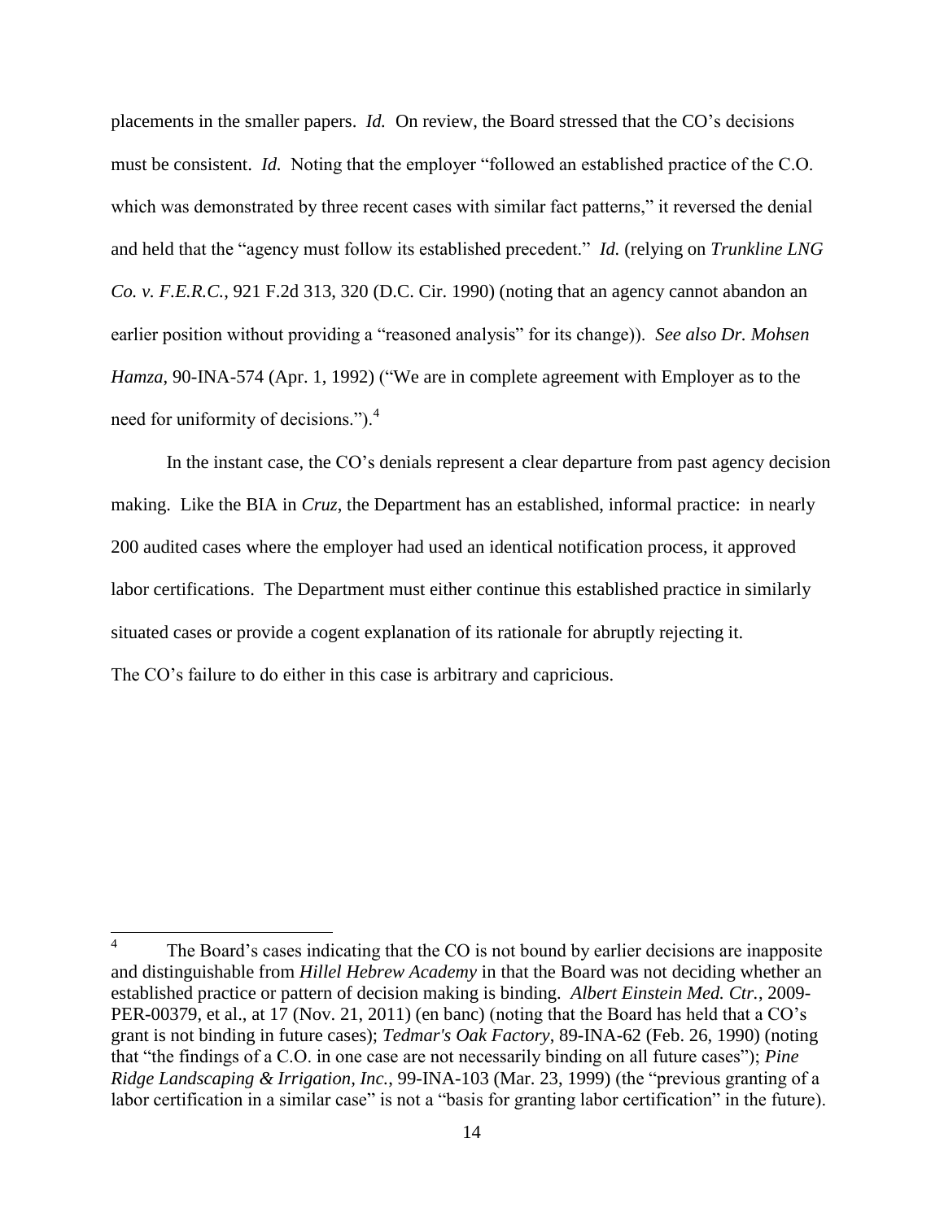placements in the smaller papers. *Id.* On review, the Board stressed that the CO's decisions must be consistent. *Id.* Noting that the employer "followed an established practice of the C.O. which was demonstrated by three recent cases with similar fact patterns," it reversed the denial and held that the "agency must follow its established precedent." *Id.* (relying on *Trunkline LNG Co. v. F.E.R.C.*, 921 F.2d 313, 320 (D.C. Cir. 1990) (noting that an agency cannot abandon an earlier position without providing a "reasoned analysis" for its change)). *See also Dr. Mohsen Hamza*, 90-INA-574 (Apr. 1, 1992) ("We are in complete agreement with Employer as to the need for uniformity of decisions.").[4]

In the instant case, the CO's denials represent a clear departure from past agency decision making. Like the BIA in *Cruz*, the Department has an established, informal practice: in nearly 200 audited cases where the employer had used an identical notification process, it approved labor certifications. The Department must either continue this established practice in similarly situated cases or provide a cogent explanation of its rationale for abruptly rejecting it. The CO's failure to do either in this case is arbitrary and capricious.

---

[4] The Board's cases indicating that the CO is not bound by earlier decisions are inapposite and distinguishable from *Hillel Hebrew Academy* in that the Board was not deciding whether an established practice or pattern of decision making is binding. *Albert Einstein Med. Ctr.*, 2009-PER-00379, et al., at 17 (Nov. 21, 2011) (en banc) (noting that the Board has held that a CO's grant is not binding in future cases); *Tedmar's Oak Factory*, 89-INA-62 (Feb. 26, 1990) (noting that "the findings of a C.O. in one case are not necessarily binding on all future cases"); *Pine Ridge Landscaping & Irrigation, Inc.*, 99-INA-103 (Mar. 23, 1999) (the "previous granting of a labor certification in a similar case" is not a "basis for granting labor certification" in the future).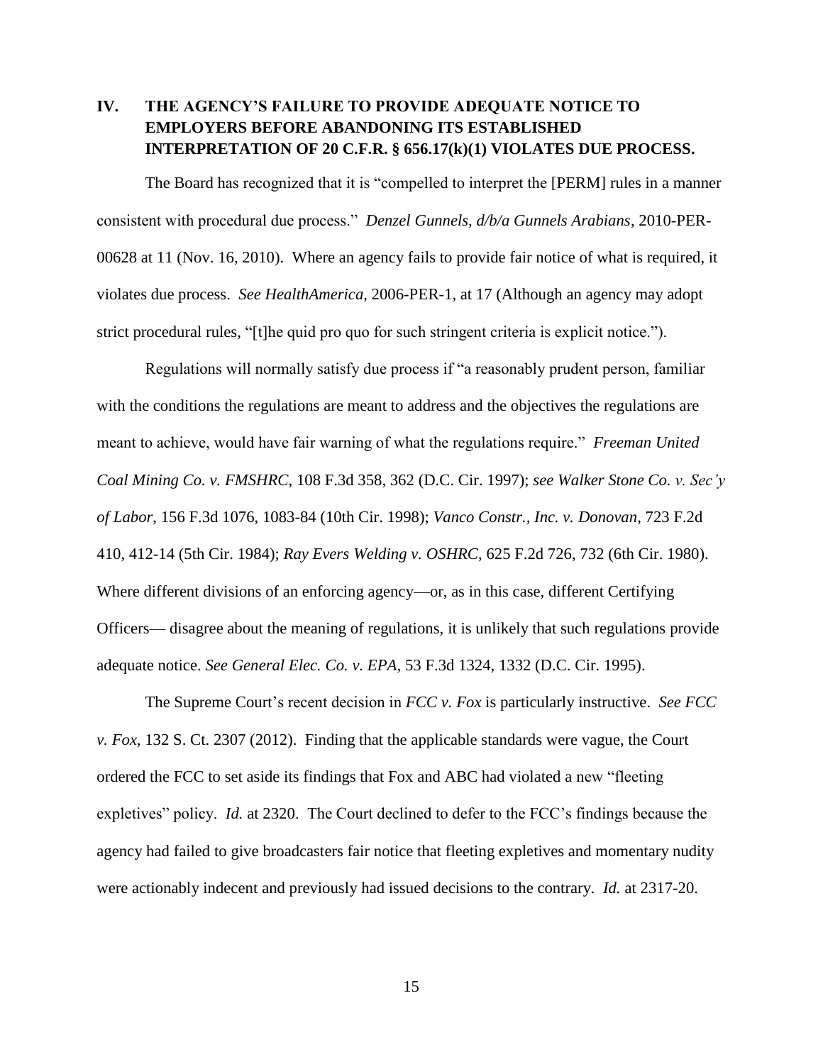## IV. THE AGENCY'S FAILURE TO PROVIDE ADEQUATE NOTICE TO EMPLOYERS BEFORE ABANDONING ITS ESTABLISHED INTERPRETATION OF 20 C.F.R. § 656.17(k)(1) VIOLATES DUE PROCESS.

The Board has recognized that it is "compelled to interpret the [PERM] rules in a manner consistent with procedural due process." *Denzel Gunnels, d/b/a Gunnels Arabians*, 2010-PER-00628 at 11 (Nov. 16, 2010). Where an agency fails to provide fair notice of what is required, it violates due process. *See HealthAmerica*, 2006-PER-1, at 17 (Although an agency may adopt strict procedural rules, "[t]he quid pro quo for such stringent criteria is explicit notice.").

Regulations will normally satisfy due process if "a reasonably prudent person, familiar with the conditions the regulations are meant to address and the objectives the regulations are meant to achieve, would have fair warning of what the regulations require." *Freeman United Coal Mining Co. v. FMSHRC*, 108 F.3d 358, 362 (D.C. Cir. 1997); *see Walker Stone Co. v. Sec'y of Labor*, 156 F.3d 1076, 1083-84 (10th Cir. 1998); *Vanco Constr., Inc. v. Donovan*, 723 F.2d 410, 412-14 (5th Cir. 1984); *Ray Evers Welding v. OSHRC*, 625 F.2d 726, 732 (6th Cir. 1980). Where different divisions of an enforcing agency—or, as in this case, different Certifying Officers— disagree about the meaning of regulations, it is unlikely that such regulations provide adequate notice. *See General Elec. Co. v. EPA*, 53 F.3d 1324, 1332 (D.C. Cir. 1995).

The Supreme Court's recent decision in *FCC v. Fox* is particularly instructive. *See FCC v. Fox*, 132 S. Ct. 2307 (2012). Finding that the applicable standards were vague, the Court ordered the FCC to set aside its findings that Fox and ABC had violated a new "fleeting expletives" policy. *Id.* at 2320. The Court declined to defer to the FCC's findings because the agency had failed to give broadcasters fair notice that fleeting expletives and momentary nudity were actionably indecent and previously had issued decisions to the contrary. *Id.* at 2317-20.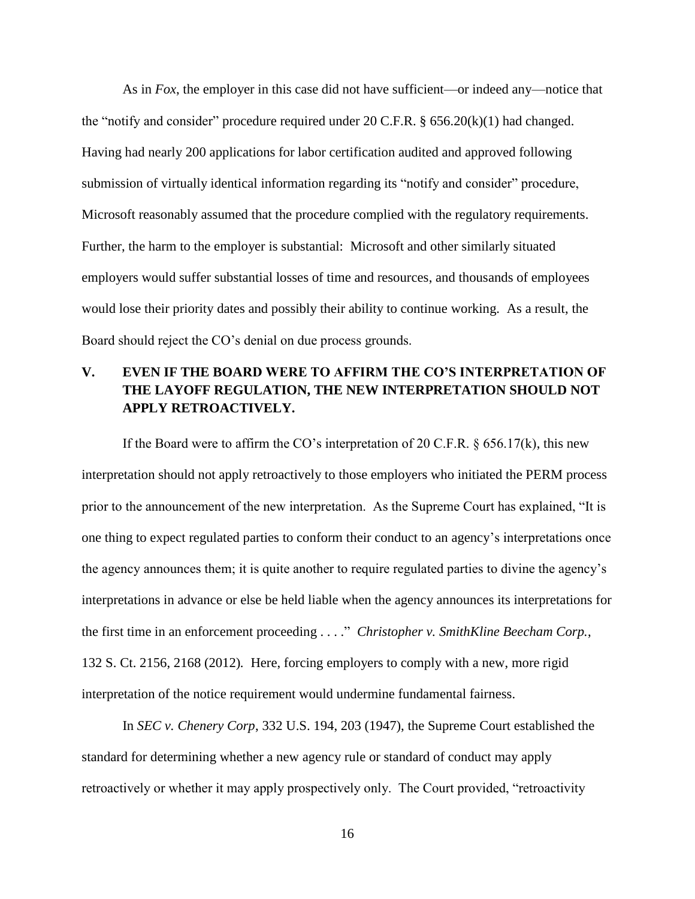As in *Fox*, the employer in this case did not have sufficient—or indeed any—notice that the "notify and consider" procedure required under 20 C.F.R. § 656.20(k)(1) had changed. Having had nearly 200 applications for labor certification audited and approved following submission of virtually identical information regarding its "notify and consider" procedure, Microsoft reasonably assumed that the procedure complied with the regulatory requirements. Further, the harm to the employer is substantial: Microsoft and other similarly situated employers would suffer substantial losses of time and resources, and thousands of employees would lose their priority dates and possibly their ability to continue working. As a result, the Board should reject the CO's denial on due process grounds.

## V. EVEN IF THE BOARD WERE TO AFFIRM THE CO'S INTERPRETATION OF THE LAYOFF REGULATION, THE NEW INTERPRETATION SHOULD NOT APPLY RETROACTIVELY.

If the Board were to affirm the CO's interpretation of 20 C.F.R. § 656.17(k), this new interpretation should not apply retroactively to those employers who initiated the PERM process prior to the announcement of the new interpretation. As the Supreme Court has explained, "It is one thing to expect regulated parties to conform their conduct to an agency's interpretations once the agency announces them; it is quite another to require regulated parties to divine the agency's interpretations in advance or else be held liable when the agency announces its interpretations for the first time in an enforcement proceeding . . . ." *Christopher v. SmithKline Beecham Corp.*, 132 S. Ct. 2156, 2168 (2012). Here, forcing employers to comply with a new, more rigid interpretation of the notice requirement would undermine fundamental fairness.

In *SEC v. Chenery Corp*, 332 U.S. 194, 203 (1947), the Supreme Court established the standard for determining whether a new agency rule or standard of conduct may apply retroactively or whether it may apply prospectively only. The Court provided, "retroactivity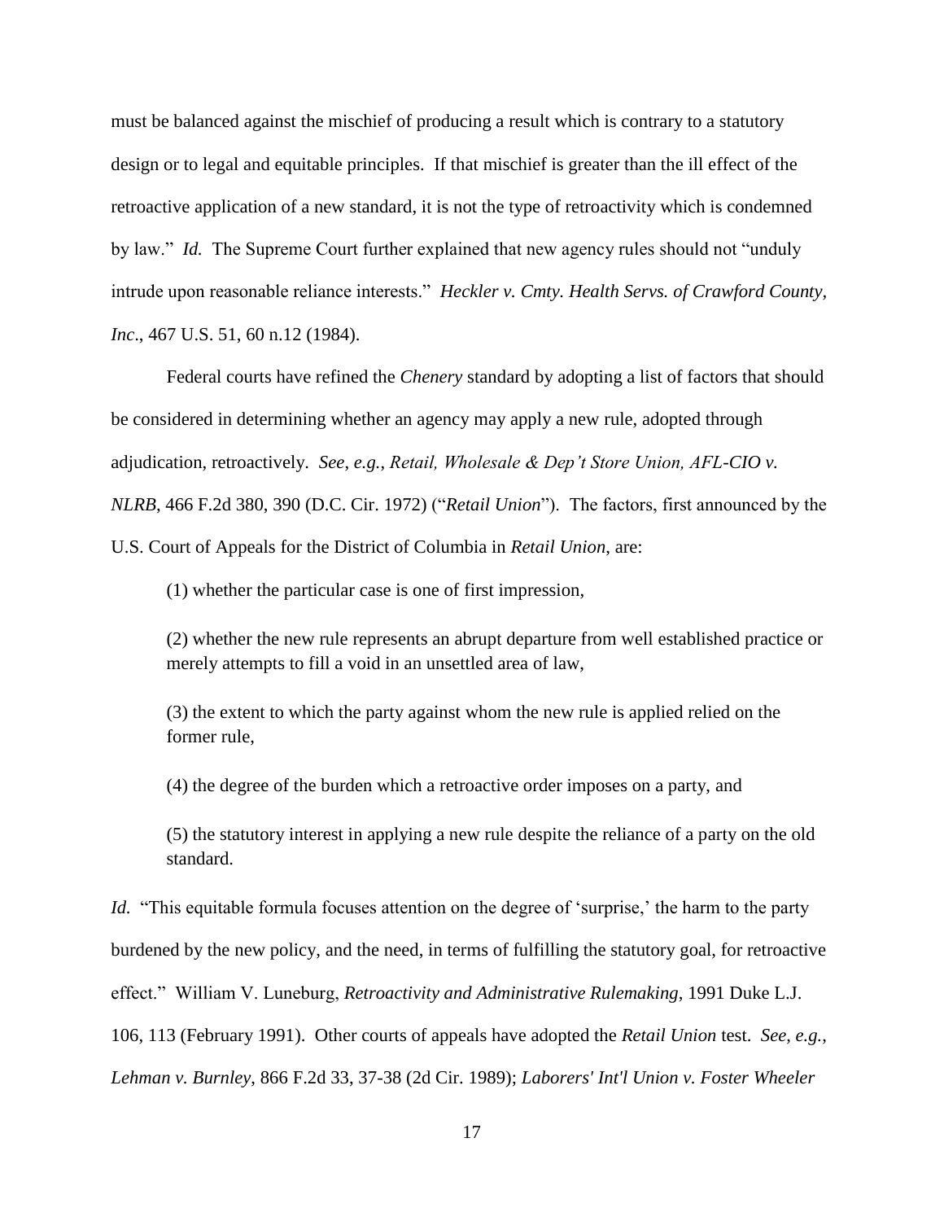must be balanced against the mischief of producing a result which is contrary to a statutory design or to legal and equitable principles. If that mischief is greater than the ill effect of the retroactive application of a new standard, it is not the type of retroactivity which is condemned by law." *Id.* The Supreme Court further explained that new agency rules should not "unduly intrude upon reasonable reliance interests." *Heckler v. Cmty. Health Servs. of Crawford County, Inc*., 467 U.S. 51, 60 n.12 (1984).

Federal courts have refined the *Chenery* standard by adopting a list of factors that should be considered in determining whether an agency may apply a new rule, adopted through adjudication, retroactively. *See*, *e.g.*, *Retail, Wholesale & Dep't Store Union, AFL-CIO v. NLRB*, 466 F.2d 380, 390 (D.C. Cir. 1972) ("*Retail Union*"). The factors, first announced by the U.S. Court of Appeals for the District of Columbia in *Retail Union*, are:

> (1) whether the particular case is one of first impression,
>
> (2) whether the new rule represents an abrupt departure from well established practice or merely attempts to fill a void in an unsettled area of law,
>
> (3) the extent to which the party against whom the new rule is applied relied on the former rule,
>
> (4) the degree of the burden which a retroactive order imposes on a party, and
>
> (5) the statutory interest in applying a new rule despite the reliance of a party on the old standard.

*Id.* "This equitable formula focuses attention on the degree of 'surprise,' the harm to the party burdened by the new policy, and the need, in terms of fulfilling the statutory goal, for retroactive effect." William V. Luneburg, *Retroactivity and Administrative Rulemaking*, 1991 Duke L.J. 106, 113 (February 1991). Other courts of appeals have adopted the *Retail Union* test. *See*, *e.g.*, *Lehman v. Burnley*, 866 F.2d 33, 37-38 (2d Cir. 1989); *Laborers' Int'l Union v. Foster Wheeler*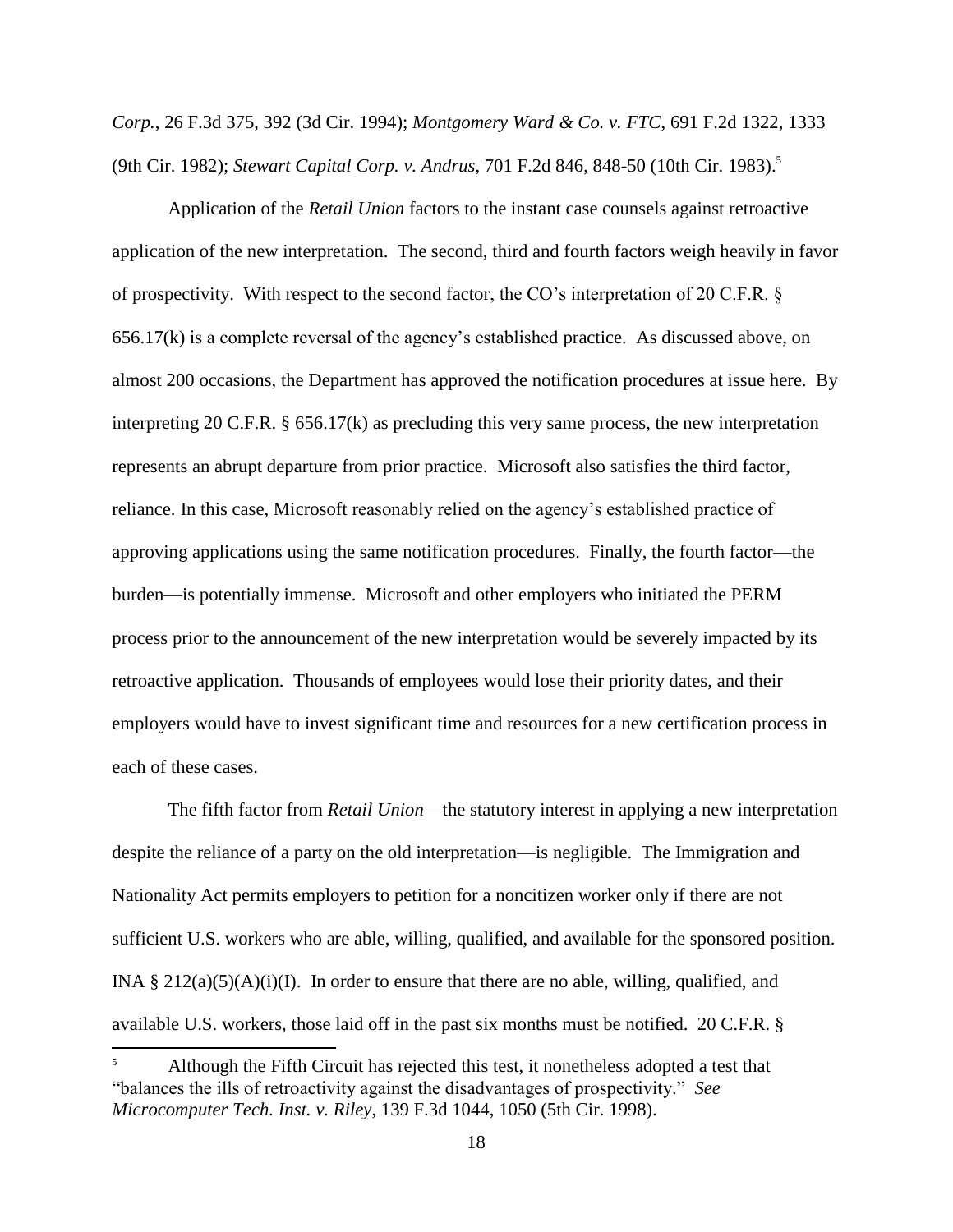*Corp.*, 26 F.3d 375, 392 (3d Cir. 1994); *Montgomery Ward & Co. v. FTC*, 691 F.2d 1322, 1333 (9th Cir. 1982); *Stewart Capital Corp. v. Andrus*, 701 F.2d 846, 848-50 (10th Cir. 1983).[5]

Application of the *Retail Union* factors to the instant case counsels against retroactive application of the new interpretation. The second, third and fourth factors weigh heavily in favor of prospectivity. With respect to the second factor, the CO's interpretation of 20 C.F.R. § 656.17(k) is a complete reversal of the agency's established practice. As discussed above, on almost 200 occasions, the Department has approved the notification procedures at issue here. By interpreting 20 C.F.R. § 656.17(k) as precluding this very same process, the new interpretation represents an abrupt departure from prior practice. Microsoft also satisfies the third factor, reliance. In this case, Microsoft reasonably relied on the agency's established practice of approving applications using the same notification procedures. Finally, the fourth factor—the burden—is potentially immense. Microsoft and other employers who initiated the PERM process prior to the announcement of the new interpretation would be severely impacted by its retroactive application. Thousands of employees would lose their priority dates, and their employers would have to invest significant time and resources for a new certification process in each of these cases.

The fifth factor from *Retail Union*—the statutory interest in applying a new interpretation despite the reliance of a party on the old interpretation—is negligible. The Immigration and Nationality Act permits employers to petition for a noncitizen worker only if there are not sufficient U.S. workers who are able, willing, qualified, and available for the sponsored position. INA § 212(a)(5)(A)(i)(I). In order to ensure that there are no able, willing, qualified, and available U.S. workers, those laid off in the past six months must be notified. 20 C.F.R. §

---

[5] Although the Fifth Circuit has rejected this test, it nonetheless adopted a test that "balances the ills of retroactivity against the disadvantages of prospectivity." *See Microcomputer Tech. Inst. v. Riley*, 139 F.3d 1044, 1050 (5th Cir. 1998).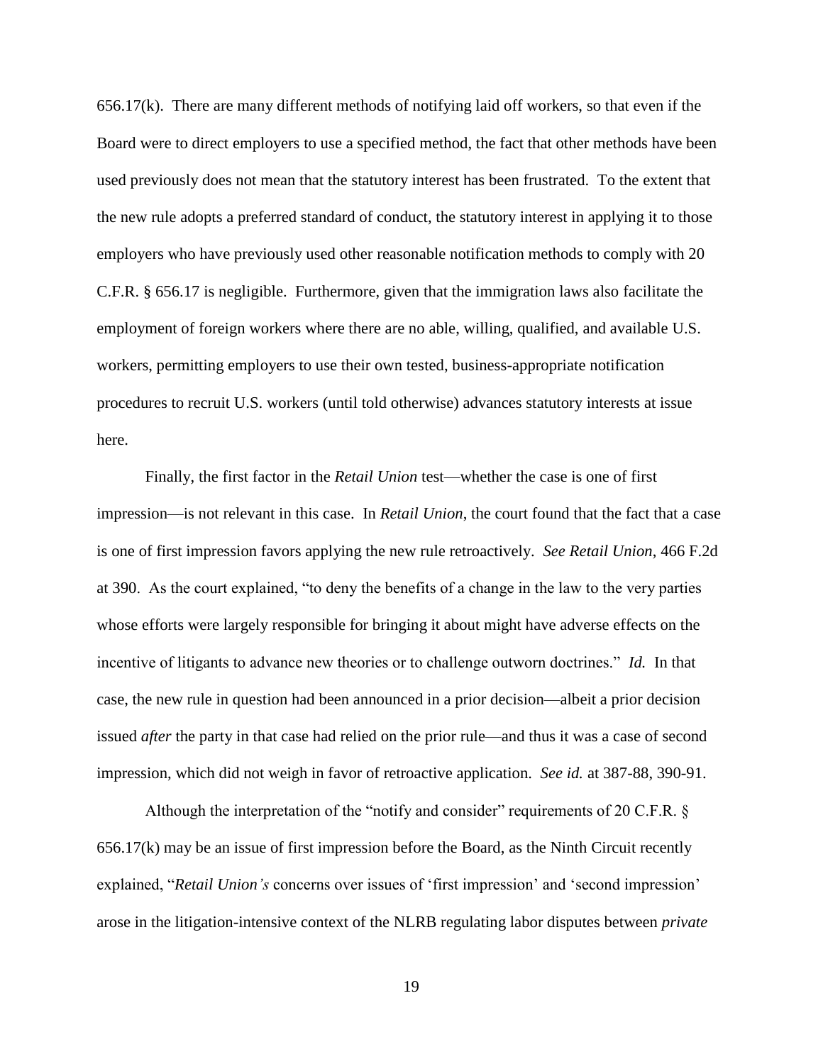656.17(k). There are many different methods of notifying laid off workers, so that even if the Board were to direct employers to use a specified method, the fact that other methods have been used previously does not mean that the statutory interest has been frustrated. To the extent that the new rule adopts a preferred standard of conduct, the statutory interest in applying it to those employers who have previously used other reasonable notification methods to comply with 20 C.F.R. § 656.17 is negligible. Furthermore, given that the immigration laws also facilitate the employment of foreign workers where there are no able, willing, qualified, and available U.S. workers, permitting employers to use their own tested, business-appropriate notification procedures to recruit U.S. workers (until told otherwise) advances statutory interests at issue here.

Finally, the first factor in the *Retail Union* test—whether the case is one of first impression—is not relevant in this case. In *Retail Union*, the court found that the fact that a case is one of first impression favors applying the new rule retroactively. *See Retail Union*, 466 F.2d at 390. As the court explained, "to deny the benefits of a change in the law to the very parties whose efforts were largely responsible for bringing it about might have adverse effects on the incentive of litigants to advance new theories or to challenge outworn doctrines." *Id.* In that case, the new rule in question had been announced in a prior decision—albeit a prior decision issued *after* the party in that case had relied on the prior rule—and thus it was a case of second impression, which did not weigh in favor of retroactive application. *See id.* at 387-88, 390-91.

Although the interpretation of the "notify and consider" requirements of 20 C.F.R. § 656.17(k) may be an issue of first impression before the Board, as the Ninth Circuit recently explained, "*Retail Union's* concerns over issues of 'first impression' and 'second impression' arose in the litigation-intensive context of the NLRB regulating labor disputes between *private*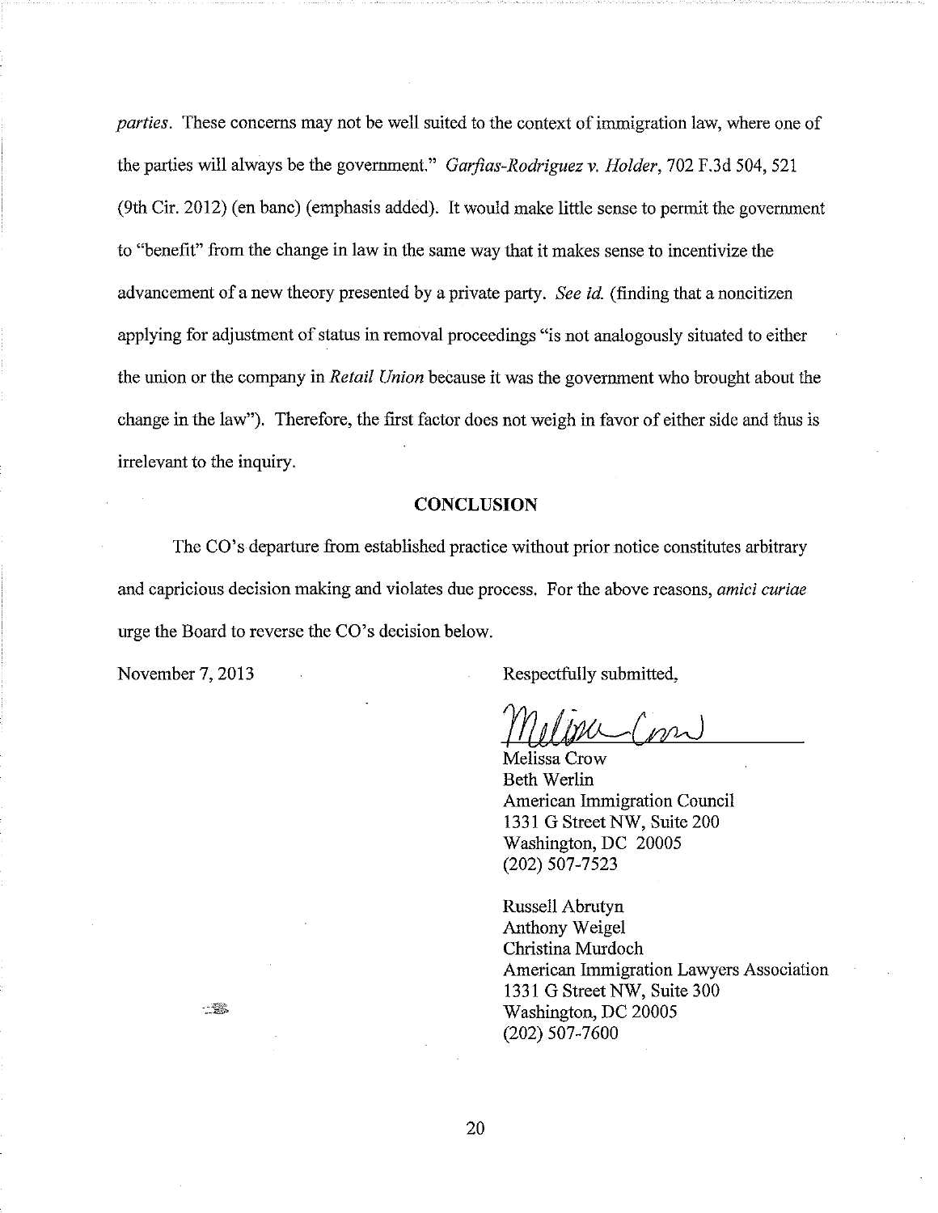*parties*. These concerns may not be well suited to the context of immigration law, where one of the parties will always be the government." *Garfias-Rodriguez v. Holder*, 702 F.3d 504, 521 (9th Cir. 2012) (en banc) (emphasis added). It would make little sense to permit the government to "benefit" from the change in law in the same way that it makes sense to incentivize the advancement of a new theory presented by a private party. *See id.* (finding that a noncitizen applying for adjustment of status in removal proceedings "is not analogously situated to either the union or the company in *Retail Union* because it was the government who brought about the change in the law"). Therefore, the first factor does not weigh in favor of either side and thus is irrelevant to the inquiry.

## CONCLUSION

The CO's departure from established practice without prior notice constitutes arbitrary and capricious decision making and violates due process. For the above reasons, *amici curiae* urge the Board to reverse the CO's decision below.

November 7, 2013

Respectfully submitted,

Melissa Crow
Beth Werlin
American Immigration Council
1331 G Street NW, Suite 200
Washington, DC 20005
(202) 507-7523

Russell Abrutyn
Anthony Weigel
Christina Murdoch
American Immigration Lawyers Association
1331 G Street NW, Suite 300
Washington, DC 20005
(202) 507-7600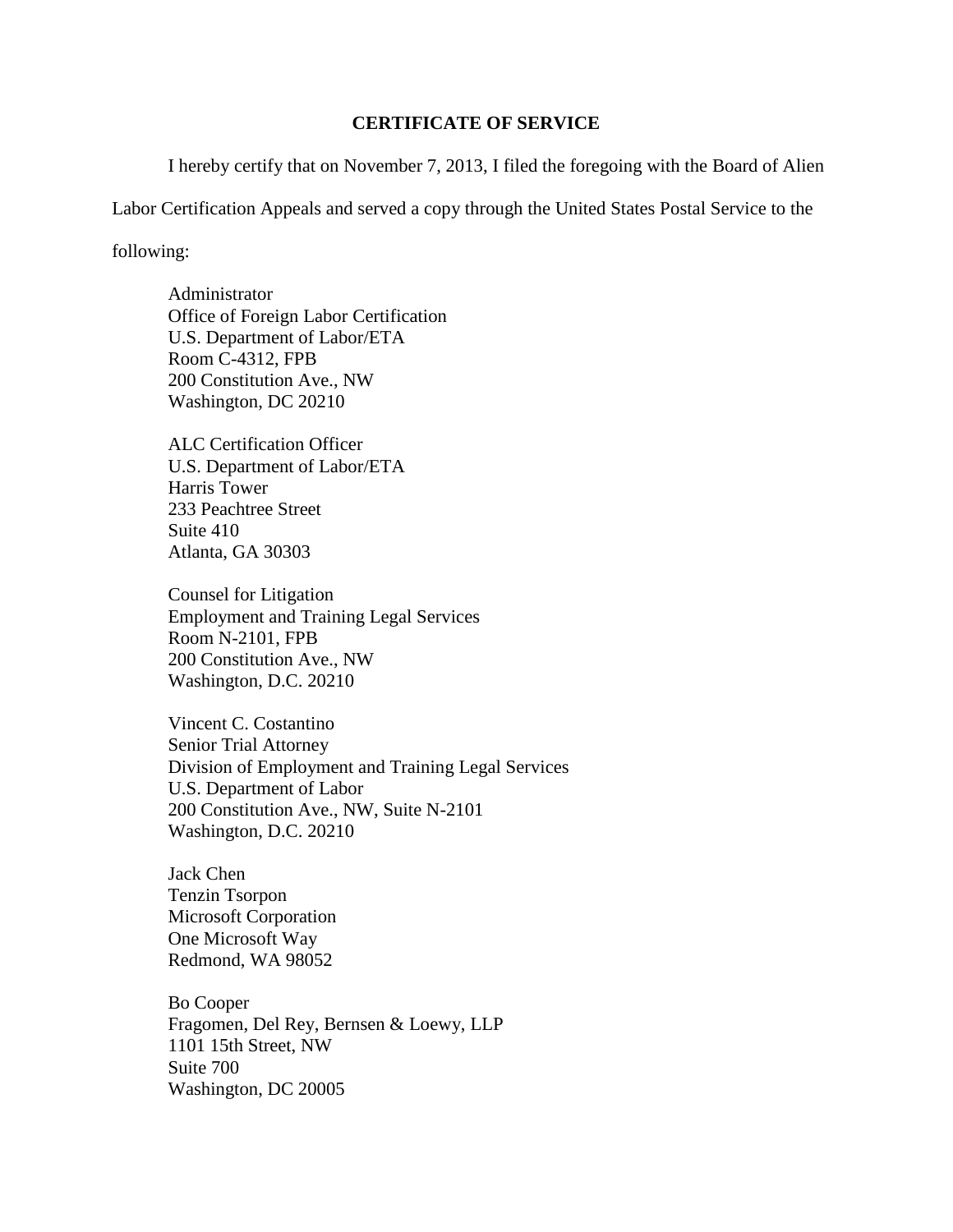**CERTIFICATE OF SERVICE**

I hereby certify that on November 7, 2013, I filed the foregoing with the Board of Alien Labor Certification Appeals and served a copy through the United States Postal Service to the following:

Administrator
Office of Foreign Labor Certification
U.S. Department of Labor/ETA
Room C-4312, FPB
200 Constitution Ave., NW
Washington, DC 20210

ALC Certification Officer
U.S. Department of Labor/ETA
Harris Tower
233 Peachtree Street
Suite 410
Atlanta, GA 30303

Counsel for Litigation
Employment and Training Legal Services
Room N-2101, FPB
200 Constitution Ave., NW
Washington, D.C. 20210

Vincent C. Costantino
Senior Trial Attorney
Division of Employment and Training Legal Services
U.S. Department of Labor
200 Constitution Ave., NW, Suite N-2101
Washington, D.C. 20210

Jack Chen
Tenzin Tsorpon
Microsoft Corporation
One Microsoft Way
Redmond, WA 98052

Bo Cooper
Fragomen, Del Rey, Bernsen & Loewy, LLP
1101 15th Street, NW
Suite 700
Washington, DC 20005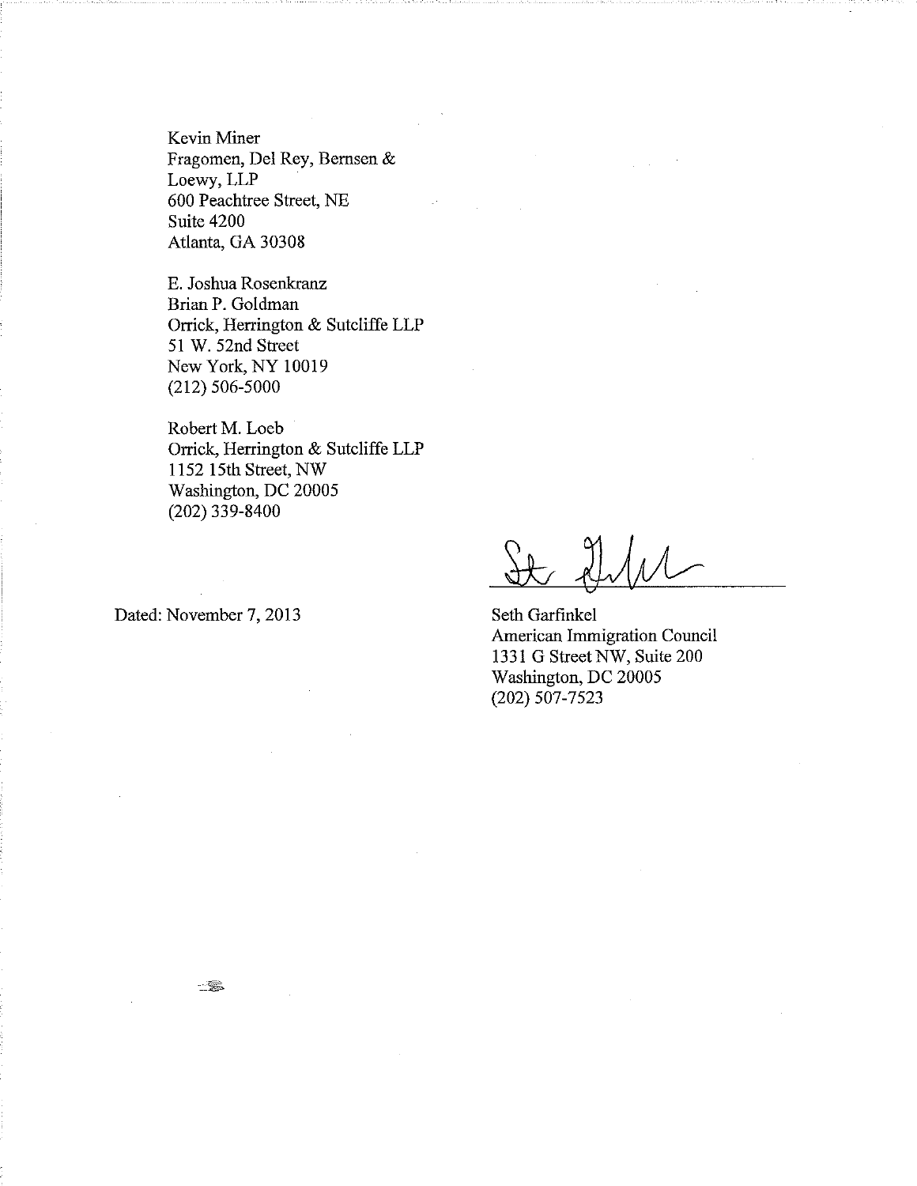Kevin Miner
Fragomen, Del Rey, Bernsen &
Loewy, LLP
600 Peachtree Street, NE
Suite 4200
Atlanta, GA 30308

E. Joshua Rosenkranz
Brian P. Goldman
Orrick, Herrington & Sutcliffe LLP
51 W. 52nd Street
New York, NY 10019
(212) 506-5000

Robert M. Loeb
Orrick, Herrington & Sutcliffe LLP
1152 15th Street, NW
Washington, DC 20005
(202) 339-8400

Dated: November 7, 2013

Seth Garfinkel
American Immigration Council
1331 G Street NW, Suite 200
Washington, DC 20005
(202) 507-7523